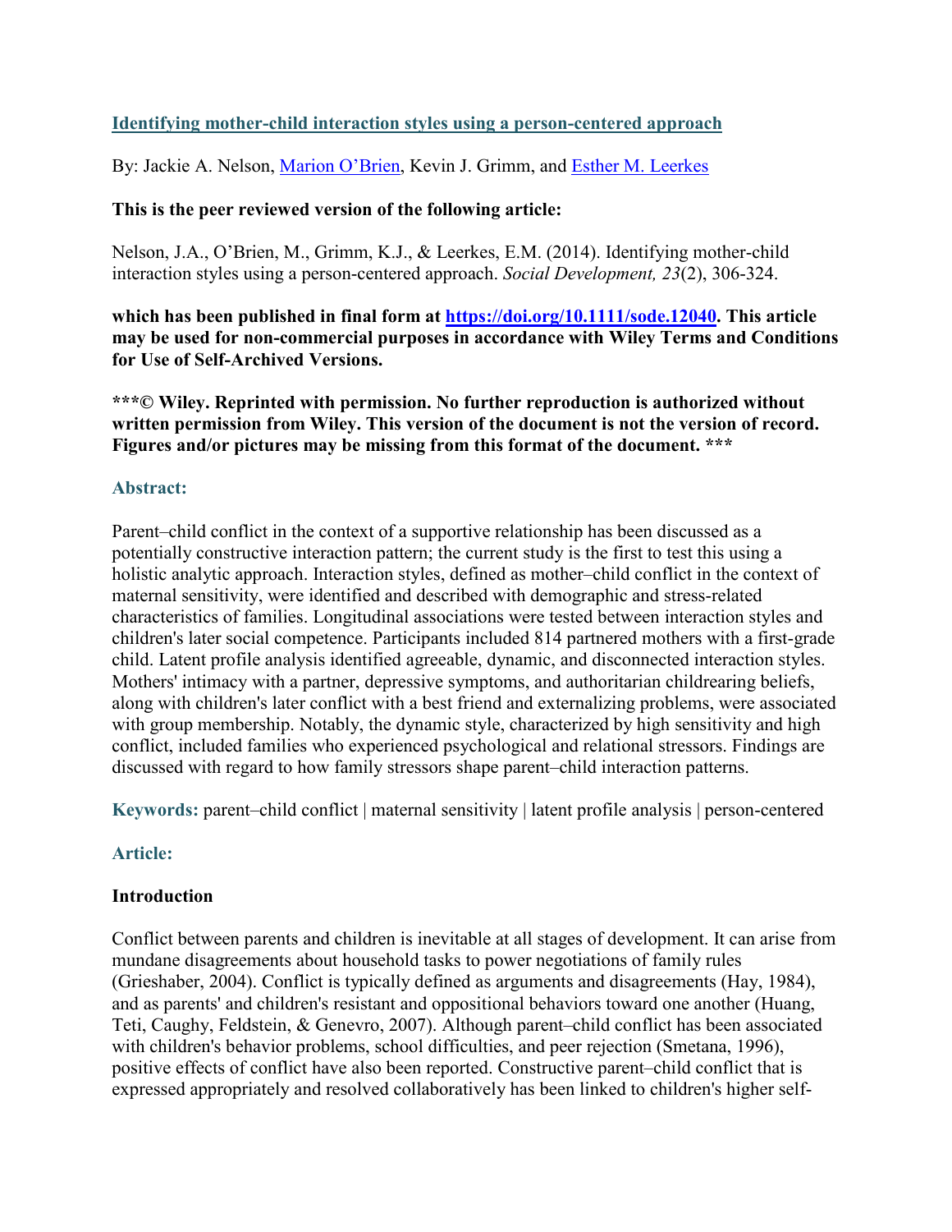**[Identifying mother-child interaction styles using a person-centered approach](https://doi.org/10.1111/sode.12040)**

By: Jackie A. Nelson, Marion O'Brien, Kevin J. Grimm, and Esther M. Leerkes

**This is the peer reviewed version of the following article:**

Nelson, J.A., O'Brien, M., Grimm, K.J., & Leerkes, E.M. (2014). Identifying mother-child interaction styles using a person-centered approach. *Social Development, 23*(2), 306-324.

**which has been published in final form at [https://doi.org/10.1111/sode.12040](https://doi.org/10.1111/sode.12040). This article may be used for non-commercial purposes in accordance with Wiley Terms and Conditions for Use of Self-Archived Versions.**

**\*\*\*© Wiley. Reprinted with permission. No further reproduction is authorized without written permission from Wiley. This version of the document is not the version of record. Figures and/or pictures may be missing from this format of the document. \*\*\***

**Abstract:**

Parent–child conflict in the context of a supportive relationship has been discussed as a potentially constructive interaction pattern; the current study is the first to test this using a holistic analytic approach. Interaction styles, defined as mother–child conflict in the context of maternal sensitivity, were identified and described with demographic and stress-related characteristics of families. Longitudinal associations were tested between interaction styles and children's later social competence. Participants included 814 partnered mothers with a first-grade child. Latent profile analysis identified agreeable, dynamic, and disconnected interaction styles. Mothers' intimacy with a partner, depressive symptoms, and authoritarian childrearing beliefs, along with children's later conflict with a best friend and externalizing problems, were associated with group membership. Notably, the dynamic style, characterized by high sensitivity and high conflict, included families who experienced psychological and relational stressors. Findings are discussed with regard to how family stressors shape parent–child interaction patterns.

**Keywords:** parent–child conflict | maternal sensitivity | latent profile analysis | person-centered

**Article:**

**Introduction**

Conflict between parents and children is inevitable at all stages of development. It can arise from mundane disagreements about household tasks to power negotiations of family rules (Grieshaber, 2004). Conflict is typically defined as arguments and disagreements (Hay, 1984), and as parents' and children's resistant and oppositional behaviors toward one another (Huang, Teti, Caughy, Feldstein, & Genevro, 2007). Although parent–child conflict has been associated with children's behavior problems, school difficulties, and peer rejection (Smetana, 1996), positive effects of conflict have also been reported. Constructive parent–child conflict that is expressed appropriately and resolved collaboratively has been linked to children's higher self-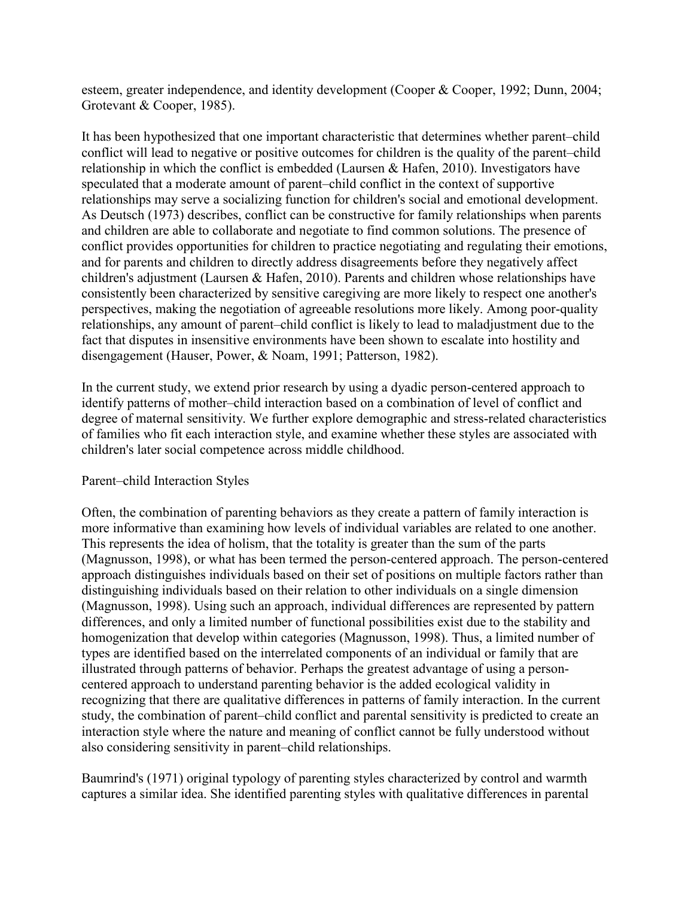esteem, greater independence, and identity development (Cooper & Cooper, 1992; Dunn, 2004; Grotevant & Cooper, 1985).

It has been hypothesized that one important characteristic that determines whether parent–child conflict will lead to negative or positive outcomes for children is the quality of the parent–child relationship in which the conflict is embedded (Laursen & Hafen, 2010). Investigators have speculated that a moderate amount of parent–child conflict in the context of supportive relationships may serve a socializing function for children's social and emotional development. As Deutsch (1973) describes, conflict can be constructive for family relationships when parents and children are able to collaborate and negotiate to find common solutions. The presence of conflict provides opportunities for children to practice negotiating and regulating their emotions, and for parents and children to directly address disagreements before they negatively affect children's adjustment (Laursen & Hafen, 2010). Parents and children whose relationships have consistently been characterized by sensitive caregiving are more likely to respect one another's perspectives, making the negotiation of agreeable resolutions more likely. Among poor-quality relationships, any amount of parent–child conflict is likely to lead to maladjustment due to the fact that disputes in insensitive environments have been shown to escalate into hostility and disengagement (Hauser, Power, & Noam, 1991; Patterson, 1982).

In the current study, we extend prior research by using a dyadic person-centered approach to identify patterns of mother–child interaction based on a combination of level of conflict and degree of maternal sensitivity. We further explore demographic and stress-related characteristics of families who fit each interaction style, and examine whether these styles are associated with children's later social competence across middle childhood.

## Parent–child Interaction Styles

Often, the combination of parenting behaviors as they create a pattern of family interaction is more informative than examining how levels of individual variables are related to one another. This represents the idea of holism, that the totality is greater than the sum of the parts (Magnusson, 1998), or what has been termed the person-centered approach. The person-centered approach distinguishes individuals based on their set of positions on multiple factors rather than distinguishing individuals based on their relation to other individuals on a single dimension (Magnusson, 1998). Using such an approach, individual differences are represented by pattern differences, and only a limited number of functional possibilities exist due to the stability and homogenization that develop within categories (Magnusson, 1998). Thus, a limited number of types are identified based on the interrelated components of an individual or family that are illustrated through patterns of behavior. Perhaps the greatest advantage of using a person-centered approach to understand parenting behavior is the added ecological validity in recognizing that there are qualitative differences in patterns of family interaction. In the current study, the combination of parent–child conflict and parental sensitivity is predicted to create an interaction style where the nature and meaning of conflict cannot be fully understood without also considering sensitivity in parent–child relationships.

Baumrind's (1971) original typology of parenting styles characterized by control and warmth captures a similar idea. She identified parenting styles with qualitative differences in parental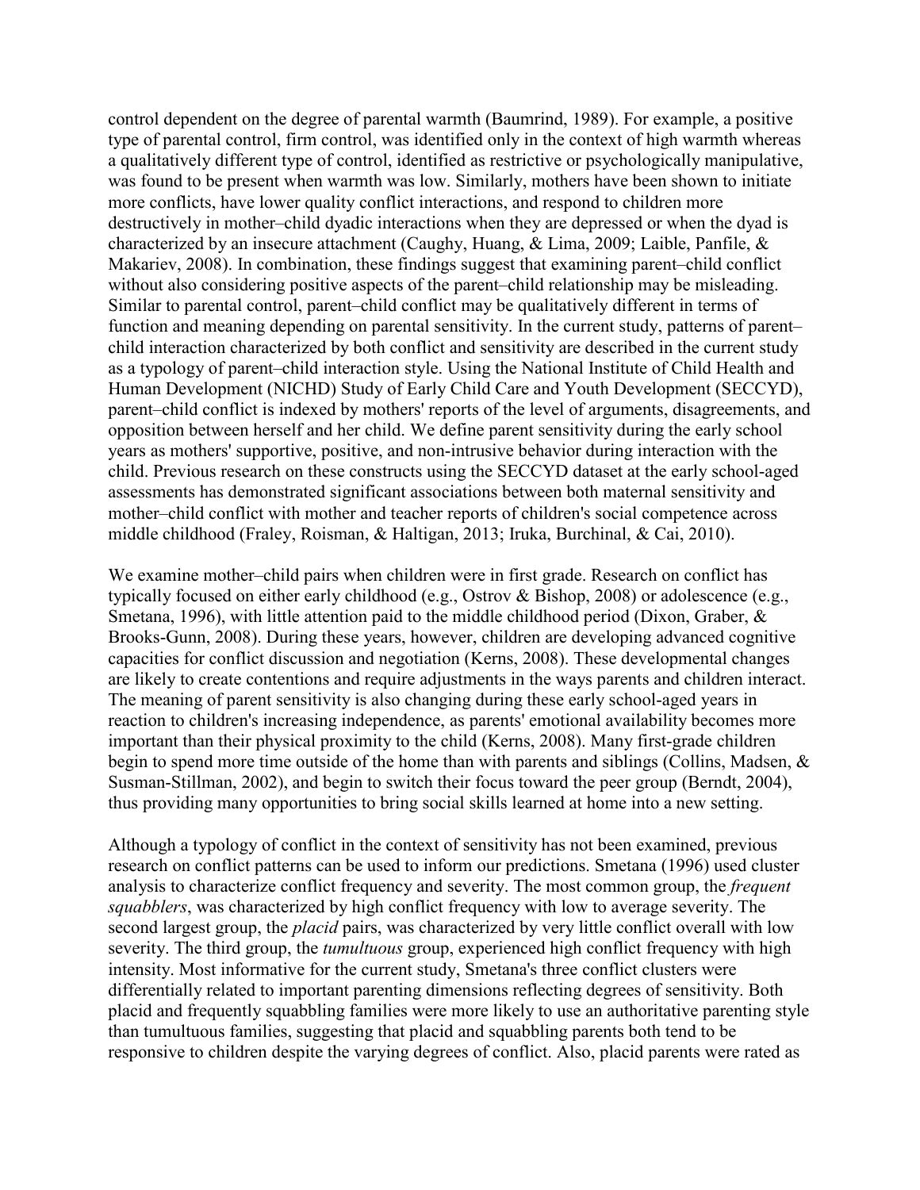control dependent on the degree of parental warmth (Baumrind, 1989). For example, a positive type of parental control, firm control, was identified only in the context of high warmth whereas a qualitatively different type of control, identified as restrictive or psychologically manipulative, was found to be present when warmth was low. Similarly, mothers have been shown to initiate more conflicts, have lower quality conflict interactions, and respond to children more destructively in mother–child dyadic interactions when they are depressed or when the dyad is characterized by an insecure attachment (Caughy, Huang, & Lima, 2009; Laible, Panfile, & Makariev, 2008). In combination, these findings suggest that examining parent–child conflict without also considering positive aspects of the parent–child relationship may be misleading. Similar to parental control, parent–child conflict may be qualitatively different in terms of function and meaning depending on parental sensitivity. In the current study, patterns of parent–child interaction characterized by both conflict and sensitivity are described in the current study as a typology of parent–child interaction style. Using the National Institute of Child Health and Human Development (NICHD) Study of Early Child Care and Youth Development (SECCYD), parent–child conflict is indexed by mothers' reports of the level of arguments, disagreements, and opposition between herself and her child. We define parent sensitivity during the early school years as mothers' supportive, positive, and non-intrusive behavior during interaction with the child. Previous research on these constructs using the SECCYD dataset at the early school-aged assessments has demonstrated significant associations between both maternal sensitivity and mother–child conflict with mother and teacher reports of children's social competence across middle childhood (Fraley, Roisman, & Haltigan, 2013; Iruka, Burchinal, & Cai, 2010).

We examine mother–child pairs when children were in first grade. Research on conflict has typically focused on either early childhood (e.g., Ostrov & Bishop, 2008) or adolescence (e.g., Smetana, 1996), with little attention paid to the middle childhood period (Dixon, Graber, & Brooks-Gunn, 2008). During these years, however, children are developing advanced cognitive capacities for conflict discussion and negotiation (Kerns, 2008). These developmental changes are likely to create contentions and require adjustments in the ways parents and children interact. The meaning of parent sensitivity is also changing during these early school-aged years in reaction to children's increasing independence, as parents' emotional availability becomes more important than their physical proximity to the child (Kerns, 2008). Many first-grade children begin to spend more time outside of the home than with parents and siblings (Collins, Madsen, & Susman-Stillman, 2002), and begin to switch their focus toward the peer group (Berndt, 2004), thus providing many opportunities to bring social skills learned at home into a new setting.

Although a typology of conflict in the context of sensitivity has not been examined, previous research on conflict patterns can be used to inform our predictions. Smetana (1996) used cluster analysis to characterize conflict frequency and severity. The most common group, the *frequent squabblers*, was characterized by high conflict frequency with low to average severity. The second largest group, the *placid* pairs, was characterized by very little conflict overall with low severity. The third group, the *tumultuous* group, experienced high conflict frequency with high intensity. Most informative for the current study, Smetana's three conflict clusters were differentially related to important parenting dimensions reflecting degrees of sensitivity. Both placid and frequently squabbling families were more likely to use an authoritative parenting style than tumultuous families, suggesting that placid and squabbling parents both tend to be responsive to children despite the varying degrees of conflict. Also, placid parents were rated as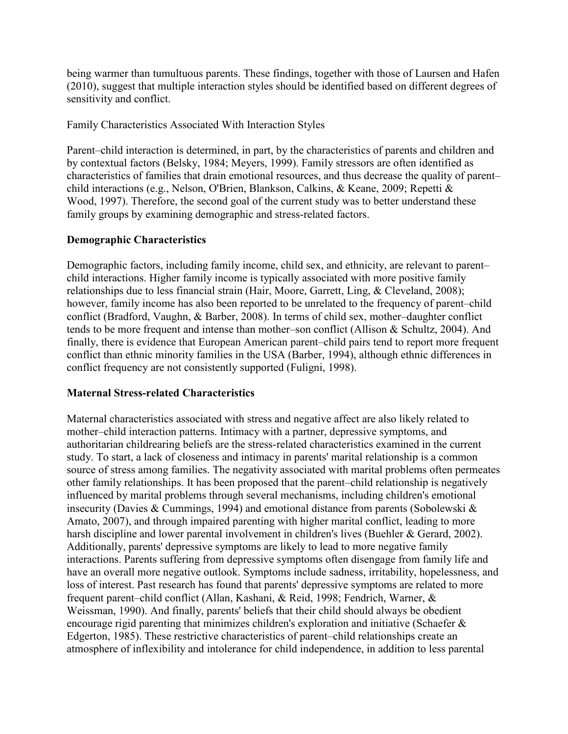being warmer than tumultuous parents. These findings, together with those of Laursen and Hafen (2010), suggest that multiple interaction styles should be identified based on different degrees of sensitivity and conflict.

## Family Characteristics Associated With Interaction Styles

Parent–child interaction is determined, in part, by the characteristics of parents and children and by contextual factors (Belsky, 1984; Meyers, 1999). Family stressors are often identified as characteristics of families that drain emotional resources, and thus decrease the quality of parent–child interactions (e.g., Nelson, O'Brien, Blankson, Calkins, & Keane, 2009; Repetti & Wood, 1997). Therefore, the second goal of the current study was to better understand these family groups by examining demographic and stress-related factors.

### Demographic Characteristics

Demographic factors, including family income, child sex, and ethnicity, are relevant to parent–child interactions. Higher family income is typically associated with more positive family relationships due to less financial strain (Hair, Moore, Garrett, Ling, & Cleveland, 2008); however, family income has also been reported to be unrelated to the frequency of parent–child conflict (Bradford, Vaughn, & Barber, 2008). In terms of child sex, mother–daughter conflict tends to be more frequent and intense than mother–son conflict (Allison & Schultz, 2004). And finally, there is evidence that European American parent–child pairs tend to report more frequent conflict than ethnic minority families in the USA (Barber, 1994), although ethnic differences in conflict frequency are not consistently supported (Fuligni, 1998).

### Maternal Stress-related Characteristics

Maternal characteristics associated with stress and negative affect are also likely related to mother–child interaction patterns. Intimacy with a partner, depressive symptoms, and authoritarian childrearing beliefs are the stress-related characteristics examined in the current study. To start, a lack of closeness and intimacy in parents' marital relationship is a common source of stress among families. The negativity associated with marital problems often permeates other family relationships. It has been proposed that the parent–child relationship is negatively influenced by marital problems through several mechanisms, including children's emotional insecurity (Davies & Cummings, 1994) and emotional distance from parents (Sobolewski & Amato, 2007), and through impaired parenting with higher marital conflict, leading to more harsh discipline and lower parental involvement in children's lives (Buehler & Gerard, 2002). Additionally, parents' depressive symptoms are likely to lead to more negative family interactions. Parents suffering from depressive symptoms often disengage from family life and have an overall more negative outlook. Symptoms include sadness, irritability, hopelessness, and loss of interest. Past research has found that parents' depressive symptoms are related to more frequent parent–child conflict (Allan, Kashani, & Reid, 1998; Fendrich, Warner, & Weissman, 1990). And finally, parents' beliefs that their child should always be obedient encourage rigid parenting that minimizes children's exploration and initiative (Schaefer & Edgerton, 1985). These restrictive characteristics of parent–child relationships create an atmosphere of inflexibility and intolerance for child independence, in addition to less parental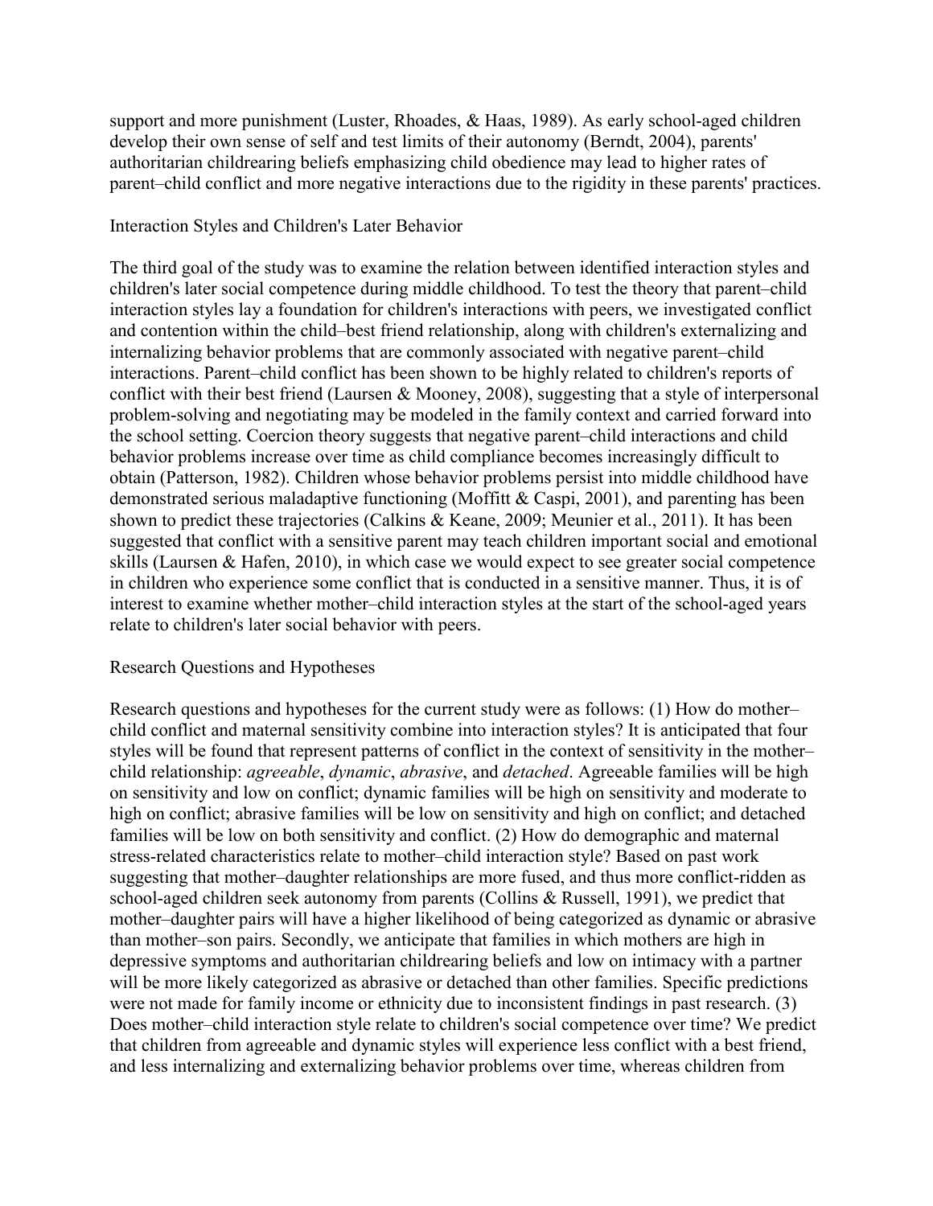support and more punishment (Luster, Rhoades, & Haas, 1989). As early school-aged children develop their own sense of self and test limits of their autonomy (Berndt, 2004), parents' authoritarian childrearing beliefs emphasizing child obedience may lead to higher rates of parent–child conflict and more negative interactions due to the rigidity in these parents' practices.

## Interaction Styles and Children's Later Behavior

The third goal of the study was to examine the relation between identified interaction styles and children's later social competence during middle childhood. To test the theory that parent–child interaction styles lay a foundation for children's interactions with peers, we investigated conflict and contention within the child–best friend relationship, along with children's externalizing and internalizing behavior problems that are commonly associated with negative parent–child interactions. Parent–child conflict has been shown to be highly related to children's reports of conflict with their best friend (Laursen & Mooney, 2008), suggesting that a style of interpersonal problem-solving and negotiating may be modeled in the family context and carried forward into the school setting. Coercion theory suggests that negative parent–child interactions and child behavior problems increase over time as child compliance becomes increasingly difficult to obtain (Patterson, 1982). Children whose behavior problems persist into middle childhood have demonstrated serious maladaptive functioning (Moffitt & Caspi, 2001), and parenting has been shown to predict these trajectories (Calkins & Keane, 2009; Meunier et al., 2011). It has been suggested that conflict with a sensitive parent may teach children important social and emotional skills (Laursen & Hafen, 2010), in which case we would expect to see greater social competence in children who experience some conflict that is conducted in a sensitive manner. Thus, it is of interest to examine whether mother–child interaction styles at the start of the school-aged years relate to children's later social behavior with peers.

## Research Questions and Hypotheses

Research questions and hypotheses for the current study were as follows: (1) How do mother–child conflict and maternal sensitivity combine into interaction styles? It is anticipated that four styles will be found that represent patterns of conflict in the context of sensitivity in the mother–child relationship: *agreeable*, *dynamic*, *abrasive*, and *detached*. Agreeable families will be high on sensitivity and low on conflict; dynamic families will be high on sensitivity and moderate to high on conflict; abrasive families will be low on sensitivity and high on conflict; and detached families will be low on both sensitivity and conflict. (2) How do demographic and maternal stress-related characteristics relate to mother–child interaction style? Based on past work suggesting that mother–daughter relationships are more fused, and thus more conflict-ridden as school-aged children seek autonomy from parents (Collins & Russell, 1991), we predict that mother–daughter pairs will have a higher likelihood of being categorized as dynamic or abrasive than mother–son pairs. Secondly, we anticipate that families in which mothers are high in depressive symptoms and authoritarian childrearing beliefs and low on intimacy with a partner will be more likely categorized as abrasive or detached than other families. Specific predictions were not made for family income or ethnicity due to inconsistent findings in past research. (3) Does mother–child interaction style relate to children's social competence over time? We predict that children from agreeable and dynamic styles will experience less conflict with a best friend, and less internalizing and externalizing behavior problems over time, whereas children from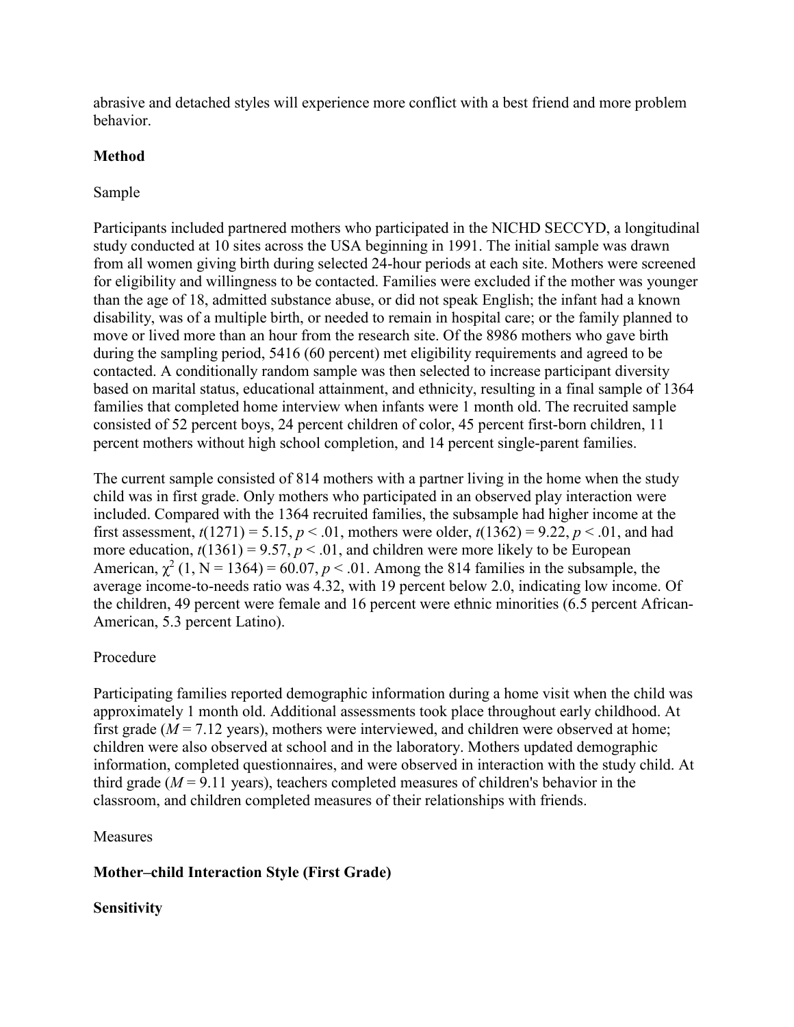abrasive and detached styles will experience more conflict with a best friend and more problem behavior.

## Method

### Sample

Participants included partnered mothers who participated in the NICHD SECCYD, a longitudinal study conducted at 10 sites across the USA beginning in 1991. The initial sample was drawn from all women giving birth during selected 24-hour periods at each site. Mothers were screened for eligibility and willingness to be contacted. Families were excluded if the mother was younger than the age of 18, admitted substance abuse, or did not speak English; the infant had a known disability, was of a multiple birth, or needed to remain in hospital care; or the family planned to move or lived more than an hour from the research site. Of the 8986 mothers who gave birth during the sampling period, 5416 (60 percent) met eligibility requirements and agreed to be contacted. A conditionally random sample was then selected to increase participant diversity based on marital status, educational attainment, and ethnicity, resulting in a final sample of 1364 families that completed home interview when infants were 1 month old. The recruited sample consisted of 52 percent boys, 24 percent children of color, 45 percent first-born children, 11 percent mothers without high school completion, and 14 percent single-parent families.

The current sample consisted of 814 mothers with a partner living in the home when the study child was in first grade. Only mothers who participated in an observed play interaction were included. Compared with the 1364 recruited families, the subsample had higher income at the first assessment, $t(1271) = 5.15$, $p < .01$, mothers were older, $t(1362) = 9.22$, $p < .01$, and had more education, $t(1361) = 9.57$, $p < .01$, and children were more likely to be European American, $\chi^2$ (1, N = 1364) = 60.07, $p < .01$. Among the 814 families in the subsample, the average income-to-needs ratio was 4.32, with 19 percent below 2.0, indicating low income. Of the children, 49 percent were female and 16 percent were ethnic minorities (6.5 percent African-American, 5.3 percent Latino).

### Procedure

Participating families reported demographic information during a home visit when the child was approximately 1 month old. Additional assessments took place throughout early childhood. At first grade ($M = 7.12$ years), mothers were interviewed, and children were observed at home; children were also observed at school and in the laboratory. Mothers updated demographic information, completed questionnaires, and were observed in interaction with the study child. At third grade ($M = 9.11$ years), teachers completed measures of children's behavior in the classroom, and children completed measures of their relationships with friends.

### Measures

**Mother–child Interaction Style (First Grade)**

**Sensitivity**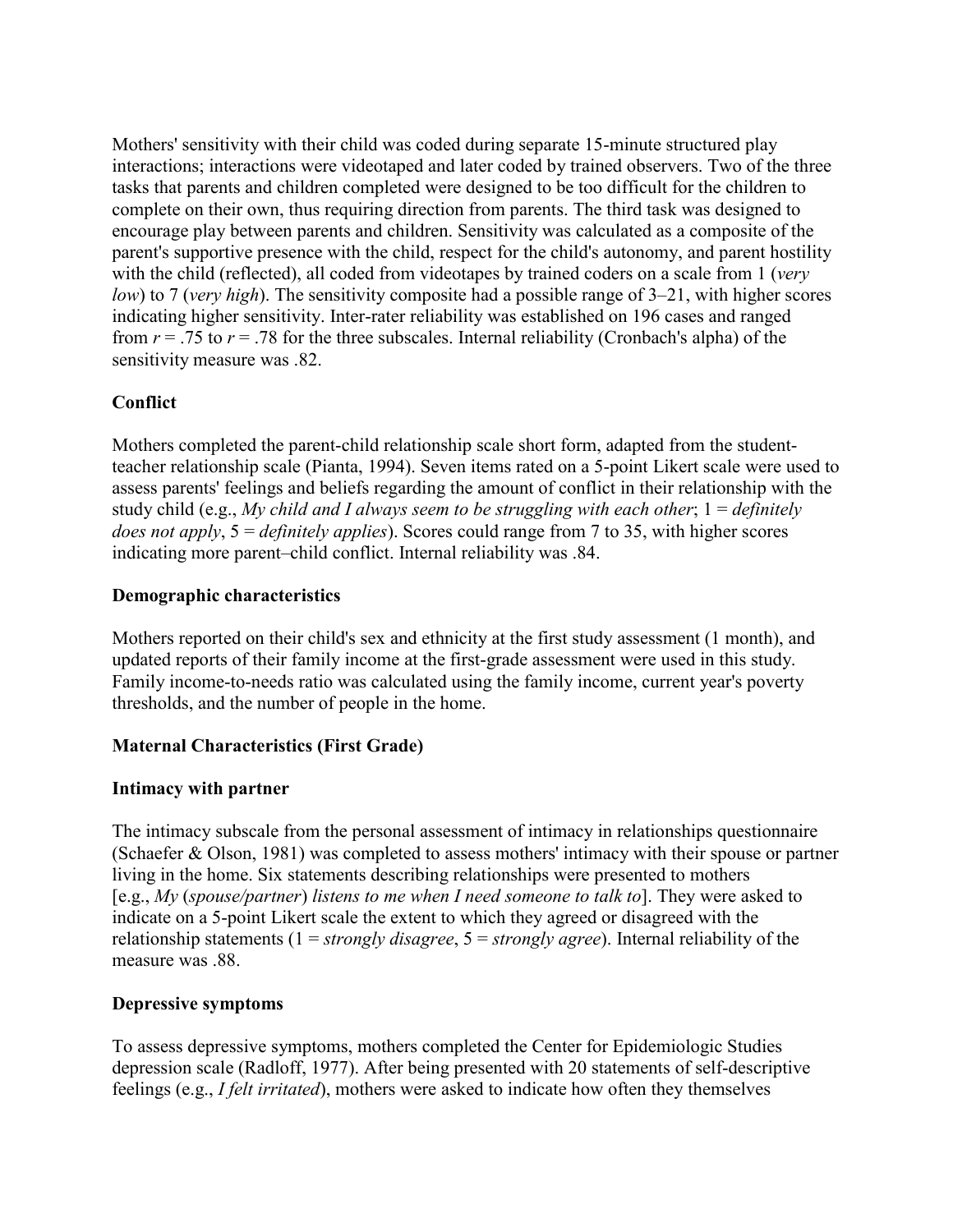Mothers' sensitivity with their child was coded during separate 15-minute structured play interactions; interactions were videotaped and later coded by trained observers. Two of the three tasks that parents and children completed were designed to be too difficult for the children to complete on their own, thus requiring direction from parents. The third task was designed to encourage play between parents and children. Sensitivity was calculated as a composite of the parent's supportive presence with the child, respect for the child's autonomy, and parent hostility with the child (reflected), all coded from videotapes by trained coders on a scale from 1 (*very low*) to 7 (*very high*). The sensitivity composite had a possible range of 3–21, with higher scores indicating higher sensitivity. Inter-rater reliability was established on 196 cases and ranged from $r = .75$ to $r = .78$ for the three subscales. Internal reliability (Cronbach's alpha) of the sensitivity measure was .82.

### Conflict

Mothers completed the parent-child relationship scale short form, adapted from the student-teacher relationship scale (Pianta, 1994). Seven items rated on a 5-point Likert scale were used to assess parents' feelings and beliefs regarding the amount of conflict in their relationship with the study child (e.g., *My child and I always seem to be struggling with each other*; 1 = *definitely does not apply*, 5 = *definitely applies*). Scores could range from 7 to 35, with higher scores indicating more parent–child conflict. Internal reliability was .84.

### Demographic characteristics

Mothers reported on their child's sex and ethnicity at the first study assessment (1 month), and updated reports of their family income at the first-grade assessment were used in this study. Family income-to-needs ratio was calculated using the family income, current year's poverty thresholds, and the number of people in the home.

### Maternal Characteristics (First Grade)

### Intimacy with partner

The intimacy subscale from the personal assessment of intimacy in relationships questionnaire (Schaefer & Olson, 1981) was completed to assess mothers' intimacy with their spouse or partner living in the home. Six statements describing relationships were presented to mothers [e.g., *My* (*spouse/partner*) *listens to me when I need someone to talk to*]. They were asked to indicate on a 5-point Likert scale the extent to which they agreed or disagreed with the relationship statements (1 = *strongly disagree*, 5 = *strongly agree*). Internal reliability of the measure was .88.

### Depressive symptoms

To assess depressive symptoms, mothers completed the Center for Epidemiologic Studies depression scale (Radloff, 1977). After being presented with 20 statements of self-descriptive feelings (e.g., *I felt irritated*), mothers were asked to indicate how often they themselves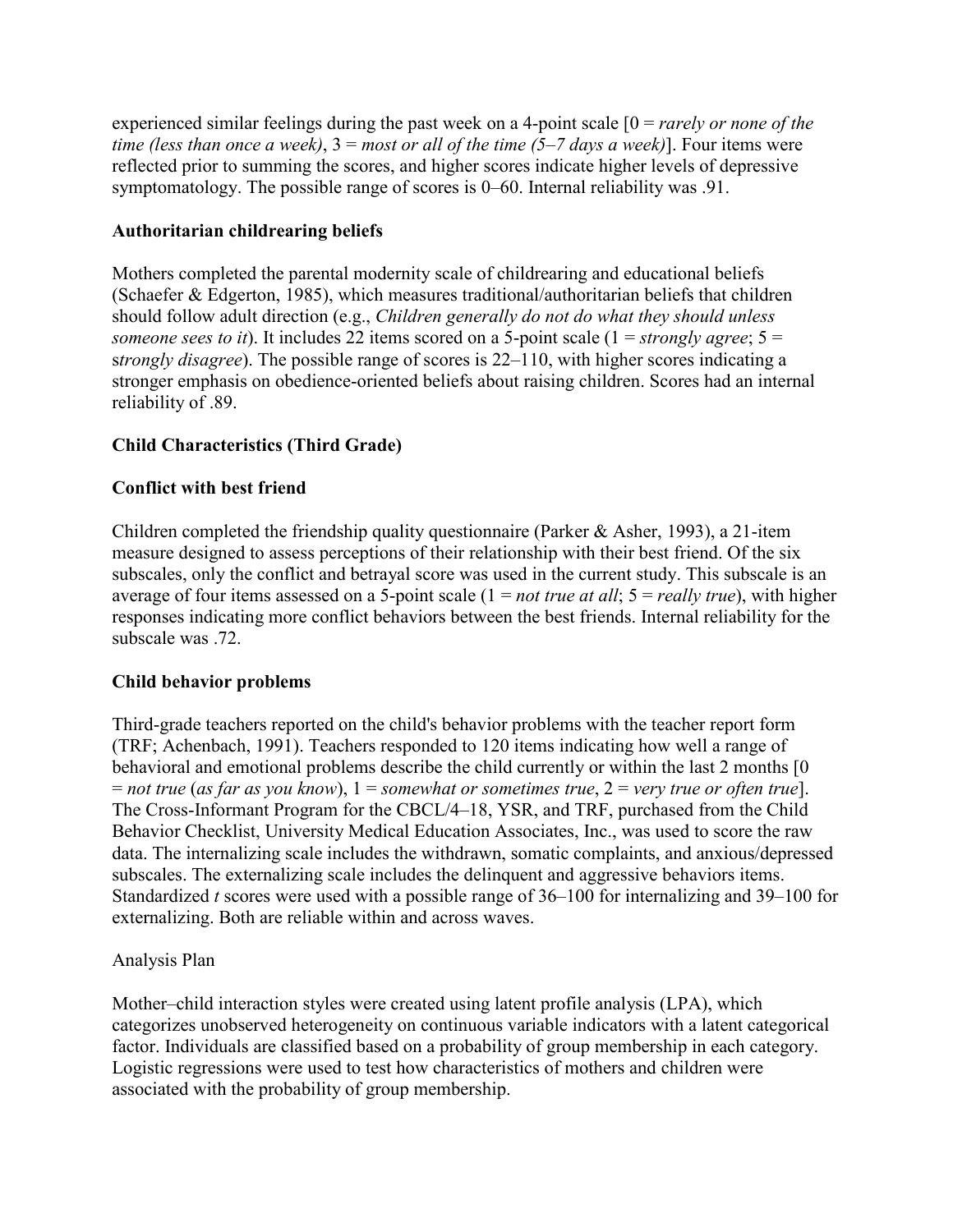experienced similar feelings during the past week on a 4-point scale [0 = *rarely or none of the time (less than once a week)*, 3 = *most or all of the time (5–7 days a week)*]. Four items were reflected prior to summing the scores, and higher scores indicate higher levels of depressive symptomatology. The possible range of scores is 0–60. Internal reliability was .91.

### Authoritarian childrearing beliefs

Mothers completed the parental modernity scale of childrearing and educational beliefs (Schaefer & Edgerton, 1985), which measures traditional/authoritarian beliefs that children should follow adult direction (e.g., *Children generally do not do what they should unless someone sees to it*). It includes 22 items scored on a 5-point scale (1 = *strongly agree*; 5 = *strongly disagree*). The possible range of scores is 22–110, with higher scores indicating a stronger emphasis on obedience-oriented beliefs about raising children. Scores had an internal reliability of .89.

### Child Characteristics (Third Grade)

### Conflict with best friend

Children completed the friendship quality questionnaire (Parker & Asher, 1993), a 21-item measure designed to assess perceptions of their relationship with their best friend. Of the six subscales, only the conflict and betrayal score was used in the current study. This subscale is an average of four items assessed on a 5-point scale (1 = *not true at all*; 5 = *really true*), with higher responses indicating more conflict behaviors between the best friends. Internal reliability for the subscale was .72.

### Child behavior problems

Third-grade teachers reported on the child's behavior problems with the teacher report form (TRF; Achenbach, 1991). Teachers responded to 120 items indicating how well a range of behavioral and emotional problems describe the child currently or within the last 2 months [0 = *not true* (*as far as you know*), 1 = *somewhat or sometimes true*, 2 = *very true or often true*]. The Cross-Informant Program for the CBCL/4–18, YSR, and TRF, purchased from the Child Behavior Checklist, University Medical Education Associates, Inc., was used to score the raw data. The internalizing scale includes the withdrawn, somatic complaints, and anxious/depressed subscales. The externalizing scale includes the delinquent and aggressive behaviors items. Standardized *t* scores were used with a possible range of 36–100 for internalizing and 39–100 for externalizing. Both are reliable within and across waves.

## Analysis Plan

Mother–child interaction styles were created using latent profile analysis (LPA), which categorizes unobserved heterogeneity on continuous variable indicators with a latent categorical factor. Individuals are classified based on a probability of group membership in each category. Logistic regressions were used to test how characteristics of mothers and children were associated with the probability of group membership.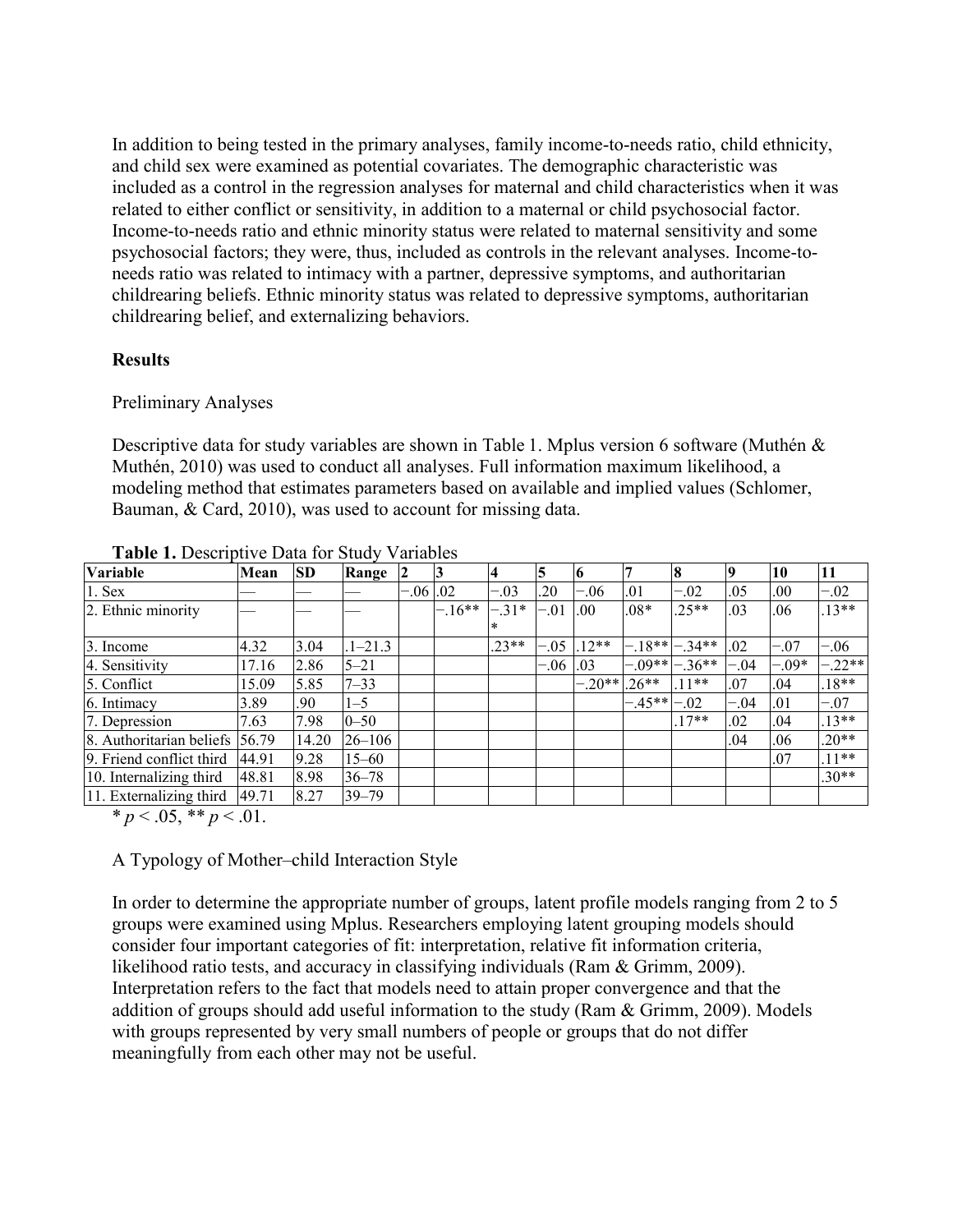In addition to being tested in the primary analyses, family income-to-needs ratio, child ethnicity, and child sex were examined as potential covariates. The demographic characteristic was included as a control in the regression analyses for maternal and child characteristics when it was related to either conflict or sensitivity, in addition to a maternal or child psychosocial factor. Income-to-needs ratio and ethnic minority status were related to maternal sensitivity and some psychosocial factors; they were, thus, included as controls in the relevant analyses. Income-to-needs ratio was related to intimacy with a partner, depressive symptoms, and authoritarian childrearing beliefs. Ethnic minority status was related to depressive symptoms, authoritarian childrearing belief, and externalizing behaviors.

## Results

### Preliminary Analyses

Descriptive data for study variables are shown in Table 1. Mplus version 6 software (Muthén & Muthén, 2010) was used to conduct all analyses. Full information maximum likelihood, a modeling method that estimates parameters based on available and implied values (Schlomer, Bauman, & Card, 2010), was used to account for missing data.

**Table 1.** Descriptive Data for Study Variables

| Variable | Mean | SD | Range | 2 | 3 | 4 | 5 | 6 | 7 | 8 | 9 | 10 | 11 |
|---|---|---|---|---|---|---|---|---|---|---|---|---|---|
| 1. Sex | — | — | — | −.06 | .02 | −.03 | .20 | −.06 | .01 | −.02 | .05 | .00 | −.02 |
| 2. Ethnic minority | — | — | — | | −.16** | −.31** | −.01 | .00 | .08* | .25** | .03 | .06 | .13** |
| 3. Income | 4.32 | 3.04 | .1–21.3 | | | .23** | −.05 | .12** | −.18** | −.34** | .02 | −.07 | −.06 |
| 4. Sensitivity | 17.16 | 2.86 | 5–21 | | | | −.06 | .03 | −.09** | −.36** | −.04 | −.09* | −.22** |
| 5. Conflict | 15.09 | 5.85 | 7–33 | | | | | −.20** | .26** | .11** | .07 | .04 | .18** |
| 6. Intimacy | 3.89 | .90 | 1–5 | | | | | | −.45** | −.02 | −.04 | .01 | −.07 |
| 7. Depression | 7.63 | 7.98 | 0–50 | | | | | | | .17** | .02 | .04 | .13** |
| 8. Authoritarian beliefs | 56.79 | 14.20 | 26–106 | | | | | | | | .04 | .06 | .20** |
| 9. Friend conflict third | 44.91 | 9.28 | 15–60 | | | | | | | | | .07 | .11** |
| 10. Internalizing third | 48.81 | 8.98 | 36–78 | | | | | | | | | | .30** |
| 11. Externalizing third | 49.71 | 8.27 | 39–79 | | | | | | | | | | |

\* $p < .05$, \*\* $p < .01$.

### A Typology of Mother–child Interaction Style

In order to determine the appropriate number of groups, latent profile models ranging from 2 to 5 groups were examined using Mplus. Researchers employing latent grouping models should consider four important categories of fit: interpretation, relative fit information criteria, likelihood ratio tests, and accuracy in classifying individuals (Ram & Grimm, 2009). Interpretation refers to the fact that models need to attain proper convergence and that the addition of groups should add useful information to the study (Ram & Grimm, 2009). Models with groups represented by very small numbers of people or groups that do not differ meaningfully from each other may not be useful.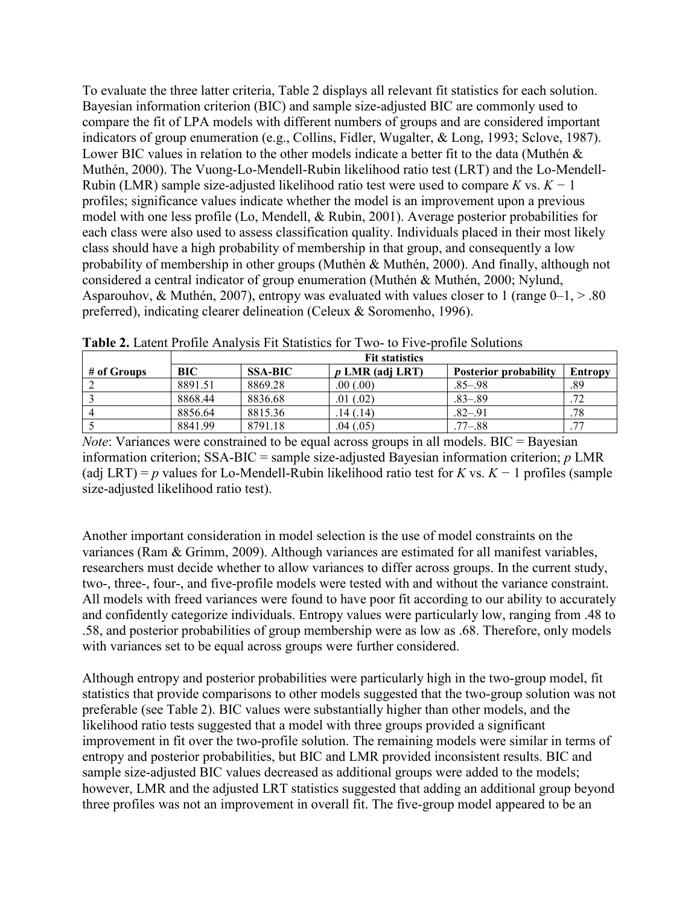To evaluate the three latter criteria, Table 2 displays all relevant fit statistics for each solution. Bayesian information criterion (BIC) and sample size-adjusted BIC are commonly used to compare the fit of LPA models with different numbers of groups and are considered important indicators of group enumeration (e.g., Collins, Fidler, Wugalter, & Long, 1993; Sclove, 1987). Lower BIC values in relation to the other models indicate a better fit to the data (Muthén & Muthén, 2000). The Vuong-Lo-Mendell-Rubin likelihood ratio test (LRT) and the Lo-Mendell-Rubin (LMR) sample size-adjusted likelihood ratio test were used to compare $K$ vs. $K - 1$ profiles; significance values indicate whether the model is an improvement upon a previous model with one less profile (Lo, Mendell, & Rubin, 2001). Average posterior probabilities for each class were also used to assess classification quality. Individuals placed in their most likely class should have a high probability of membership in that group, and consequently a low probability of membership in other groups (Muthén & Muthén, 2000). And finally, although not considered a central indicator of group enumeration (Muthén & Muthén, 2000; Nylund, Asparouhov, & Muthén, 2007), entropy was evaluated with values closer to 1 (range 0–1, > .80 preferred), indicating clearer delineation (Celeux & Soromenho, 1996).

**Table 2.** Latent Profile Analysis Fit Statistics for Two- to Five-profile Solutions

| | **Fit statistics** | | | | |
|---|---|---|---|---|---|
| **# of Groups** | **BIC** | **SSA-BIC** | ***p* LMR (adj LRT)** | **Posterior probability** | **Entropy** |
| 2 | 8891.51 | 8869.28 | .00 (.00) | .85–.98 | .89 |
| 3 | 8868.44 | 8836.68 | .01 (.02) | .83–.89 | .72 |
| 4 | 8856.64 | 8815.36 | .14 (.14) | .82–.91 | .78 |
| 5 | 8841.99 | 8791.18 | .04 (.05) | .77–.88 | .77 |

*Note*: Variances were constrained to be equal across groups in all models. BIC = Bayesian information criterion; SSA-BIC = sample size-adjusted Bayesian information criterion; *p* LMR (adj LRT) = *p* values for Lo-Mendell-Rubin likelihood ratio test for $K$ vs. $K - 1$ profiles (sample size-adjusted likelihood ratio test).

Another important consideration in model selection is the use of model constraints on the variances (Ram & Grimm, 2009). Although variances are estimated for all manifest variables, researchers must decide whether to allow variances to differ across groups. In the current study, two-, three-, four-, and five-profile models were tested with and without the variance constraint. All models with freed variances were found to have poor fit according to our ability to accurately and confidently categorize individuals. Entropy values were particularly low, ranging from .48 to .58, and posterior probabilities of group membership were as low as .68. Therefore, only models with variances set to be equal across groups were further considered.

Although entropy and posterior probabilities were particularly high in the two-group model, fit statistics that provide comparisons to other models suggested that the two-group solution was not preferable (see Table 2). BIC values were substantially higher than other models, and the likelihood ratio tests suggested that a model with three groups provided a significant improvement in fit over the two-profile solution. The remaining models were similar in terms of entropy and posterior probabilities, but BIC and LMR provided inconsistent results. BIC and sample size-adjusted BIC values decreased as additional groups were added to the models; however, LMR and the adjusted LRT statistics suggested that adding an additional group beyond three profiles was not an improvement in overall fit. The five-group model appeared to be an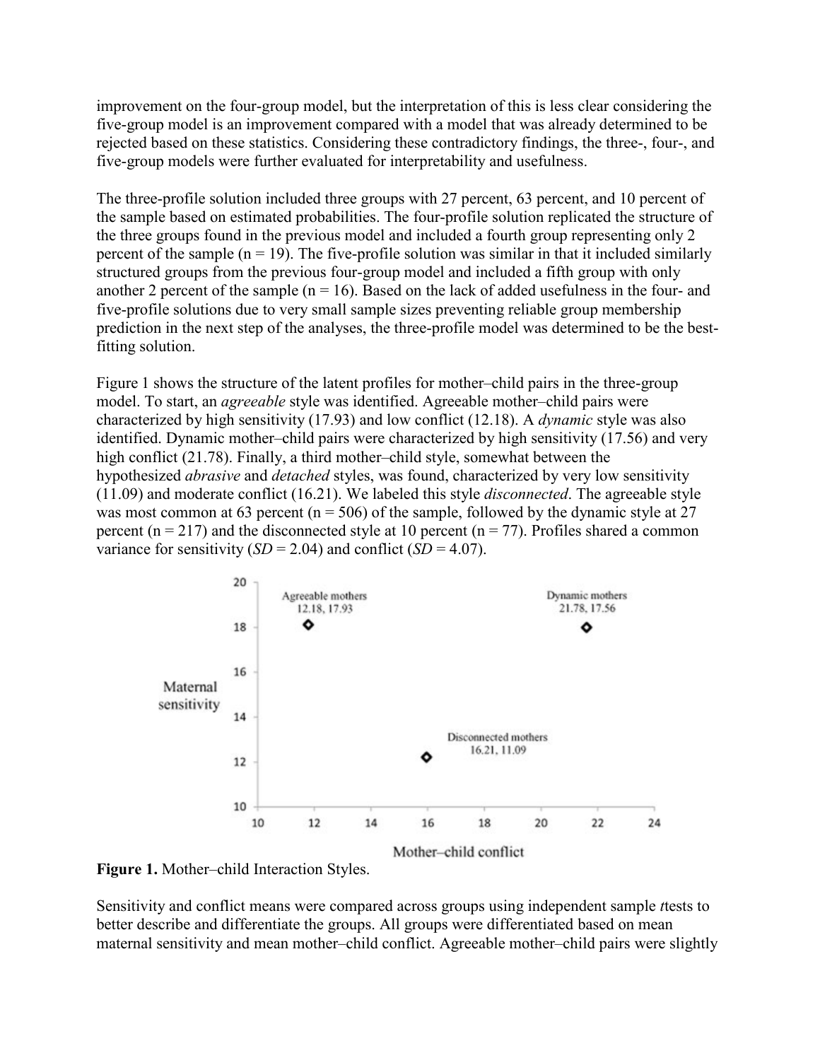improvement on the four-group model, but the interpretation of this is less clear considering the five-group model is an improvement compared with a model that was already determined to be rejected based on these statistics. Considering these contradictory findings, the three-, four-, and five-group models were further evaluated for interpretability and usefulness.

The three-profile solution included three groups with 27 percent, 63 percent, and 10 percent of the sample based on estimated probabilities. The four-profile solution replicated the structure of the three groups found in the previous model and included a fourth group representing only 2 percent of the sample (n = 19). The five-profile solution was similar in that it included similarly structured groups from the previous four-group model and included a fifth group with only another 2 percent of the sample (n = 16). Based on the lack of added usefulness in the four- and five-profile solutions due to very small sample sizes preventing reliable group membership prediction in the next step of the analyses, the three-profile model was determined to be the best-fitting solution.

Figure 1 shows the structure of the latent profiles for mother–child pairs in the three-group model. To start, an *agreeable* style was identified. Agreeable mother–child pairs were characterized by high sensitivity (17.93) and low conflict (12.18). A *dynamic* style was also identified. Dynamic mother–child pairs were characterized by high sensitivity (17.56) and very high conflict (21.78). Finally, a third mother–child style, somewhat between the hypothesized *abrasive* and *detached* styles, was found, characterized by very low sensitivity (11.09) and moderate conflict (16.21). We labeled this style *disconnected*. The agreeable style was most common at 63 percent (n = 506) of the sample, followed by the dynamic style at 27 percent (n = 217) and the disconnected style at 10 percent (n = 77). Profiles shared a common variance for sensitivity (*SD* = 2.04) and conflict (*SD* = 4.07).

**Figure 1.** Mother–child Interaction Styles.

Sensitivity and conflict means were compared across groups using independent sample *t*tests to better describe and differentiate the groups. All groups were differentiated based on mean maternal sensitivity and mean mother–child conflict. Agreeable mother–child pairs were slightly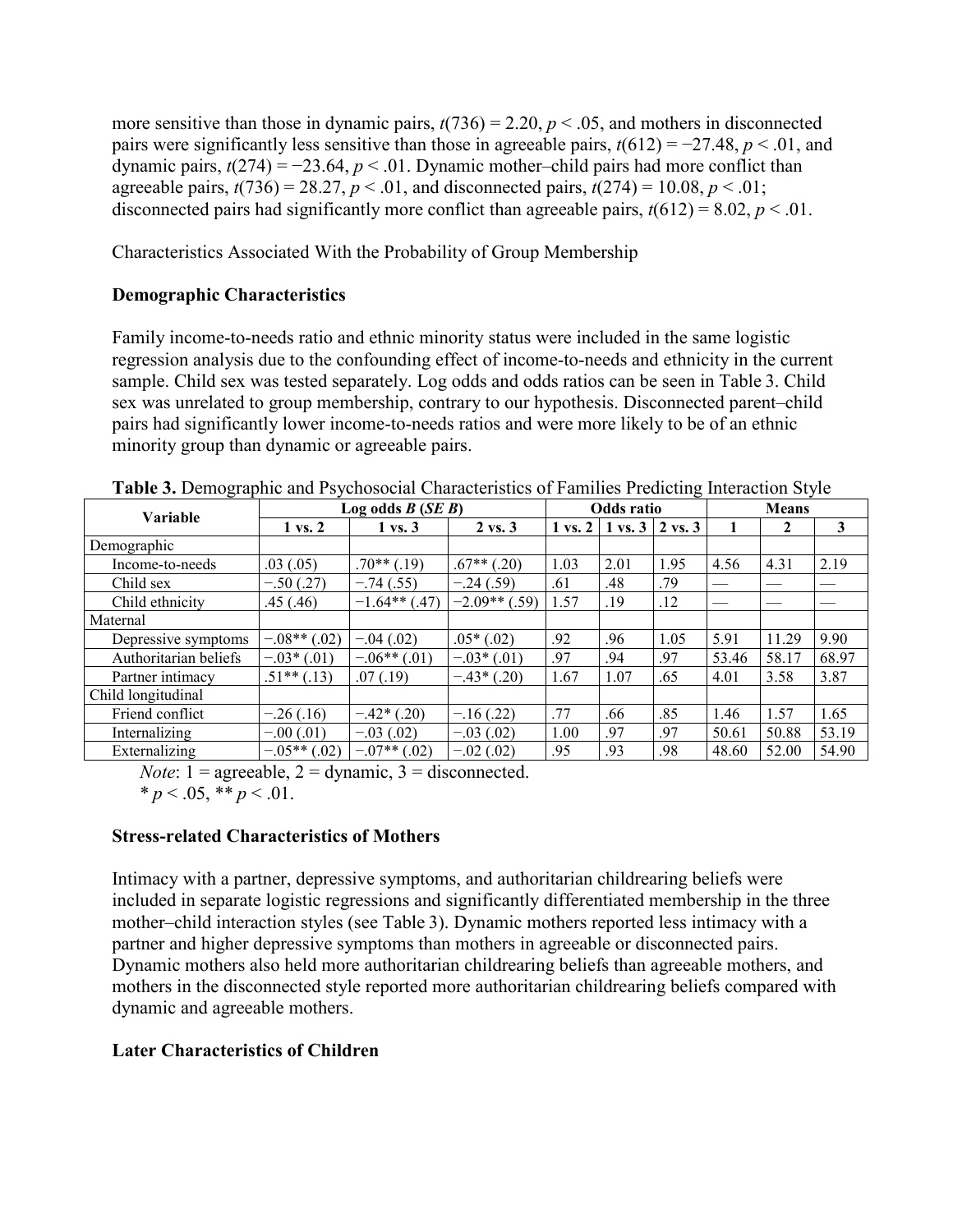more sensitive than those in dynamic pairs, $t(736) = 2.20$, $p < .05$, and mothers in disconnected pairs were significantly less sensitive than those in agreeable pairs, $t(612) = -27.48$, $p < .01$, and dynamic pairs, $t(274) = -23.64$, $p < .01$. Dynamic mother–child pairs had more conflict than agreeable pairs, $t(736) = 28.27$, $p < .01$, and disconnected pairs, $t(274) = 10.08$, $p < .01$; disconnected pairs had significantly more conflict than agreeable pairs, $t(612) = 8.02$, $p < .01$.

Characteristics Associated With the Probability of Group Membership

### Demographic Characteristics

Family income-to-needs ratio and ethnic minority status were included in the same logistic regression analysis due to the confounding effect of income-to-needs and ethnicity in the current sample. Child sex was tested separately. Log odds and odds ratios can be seen in Table 3. Child sex was unrelated to group membership, contrary to our hypothesis. Disconnected parent–child pairs had significantly lower income-to-needs ratios and were more likely to be of an ethnic minority group than dynamic or agreeable pairs.

**Table 3.** Demographic and Psychosocial Characteristics of Families Predicting Interaction Style

| Variable | Log odds *B* (*SE B*) | | | Odds ratio | | | Means | | |
|---|---|---|---|---|---|---|---|---|---|
| | 1 vs. 2 | 1 vs. 3 | 2 vs. 3 | 1 vs. 2 | 1 vs. 3 | 2 vs. 3 | 1 | 2 | 3 |
| Demographic | | | | | | | | | |
| Income-to-needs | .03 (.05) | .70** (.19) | .67** (.20) | 1.03 | 2.01 | 1.95 | 4.56 | 4.31 | 2.19 |
| Child sex | −.50 (.27) | −.74 (.55) | −.24 (.59) | .61 | .48 | .79 | — | — | — |
| Child ethnicity | .45 (.46) | −1.64** (.47) | −2.09** (.59) | 1.57 | .19 | .12 | — | — | — |
| Maternal | | | | | | | | | |
| Depressive symptoms | −.08** (.02) | −.04 (.02) | .05* (.02) | .92 | .96 | 1.05 | 5.91 | 11.29 | 9.90 |
| Authoritarian beliefs | −.03* (.01) | −.06** (.01) | −.03* (.01) | .97 | .94 | .97 | 53.46 | 58.17 | 68.97 |
| Partner intimacy | .51** (.13) | .07 (.19) | −.43* (.20) | 1.67 | 1.07 | .65 | 4.01 | 3.58 | 3.87 |
| Child longitudinal | | | | | | | | | |
| Friend conflict | −.26 (.16) | −.42* (.20) | −.16 (.22) | .77 | .66 | .85 | 1.46 | 1.57 | 1.65 |
| Internalizing | −.00 (.01) | −.03 (.02) | −.03 (.02) | 1.00 | .97 | .97 | 50.61 | 50.88 | 53.19 |
| Externalizing | −.05** (.02) | −.07** (.02) | −.02 (.02) | .95 | .93 | .98 | 48.60 | 52.00 | 54.90 |

*Note*: 1 = agreeable, 2 = dynamic, 3 = disconnected.
* $p < .05$, ** $p < .01$.

### Stress-related Characteristics of Mothers

Intimacy with a partner, depressive symptoms, and authoritarian childrearing beliefs were included in separate logistic regressions and significantly differentiated membership in the three mother–child interaction styles (see Table 3). Dynamic mothers reported less intimacy with a partner and higher depressive symptoms than mothers in agreeable or disconnected pairs. Dynamic mothers also held more authoritarian childrearing beliefs than agreeable mothers, and mothers in the disconnected style reported more authoritarian childrearing beliefs compared with dynamic and agreeable mothers.

### Later Characteristics of Children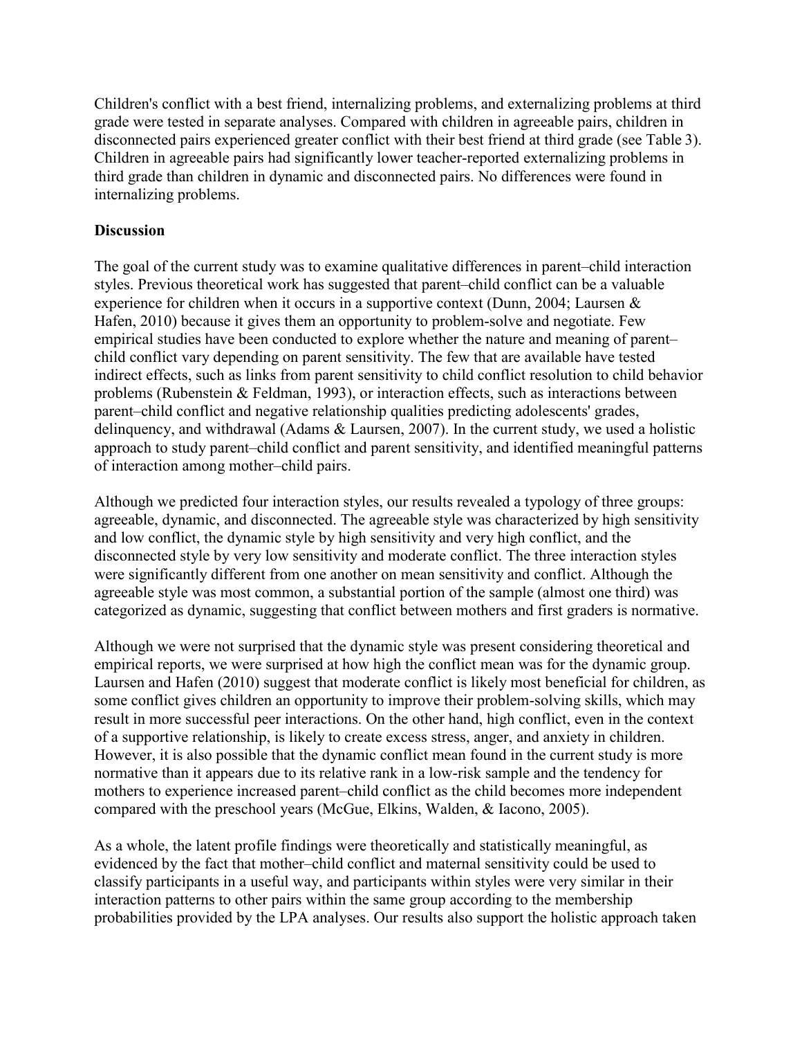Children's conflict with a best friend, internalizing problems, and externalizing problems at third grade were tested in separate analyses. Compared with children in agreeable pairs, children in disconnected pairs experienced greater conflict with their best friend at third grade (see Table 3). Children in agreeable pairs had significantly lower teacher-reported externalizing problems in third grade than children in dynamic and disconnected pairs. No differences were found in internalizing problems.

## Discussion

The goal of the current study was to examine qualitative differences in parent–child interaction styles. Previous theoretical work has suggested that parent–child conflict can be a valuable experience for children when it occurs in a supportive context (Dunn, 2004; Laursen & Hafen, 2010) because it gives them an opportunity to problem-solve and negotiate. Few empirical studies have been conducted to explore whether the nature and meaning of parent–child conflict vary depending on parent sensitivity. The few that are available have tested indirect effects, such as links from parent sensitivity to child conflict resolution to child behavior problems (Rubenstein & Feldman, 1993), or interaction effects, such as interactions between parent–child conflict and negative relationship qualities predicting adolescents' grades, delinquency, and withdrawal (Adams & Laursen, 2007). In the current study, we used a holistic approach to study parent–child conflict and parent sensitivity, and identified meaningful patterns of interaction among mother–child pairs.

Although we predicted four interaction styles, our results revealed a typology of three groups: agreeable, dynamic, and disconnected. The agreeable style was characterized by high sensitivity and low conflict, the dynamic style by high sensitivity and very high conflict, and the disconnected style by very low sensitivity and moderate conflict. The three interaction styles were significantly different from one another on mean sensitivity and conflict. Although the agreeable style was most common, a substantial portion of the sample (almost one third) was categorized as dynamic, suggesting that conflict between mothers and first graders is normative.

Although we were not surprised that the dynamic style was present considering theoretical and empirical reports, we were surprised at how high the conflict mean was for the dynamic group. Laursen and Hafen (2010) suggest that moderate conflict is likely most beneficial for children, as some conflict gives children an opportunity to improve their problem-solving skills, which may result in more successful peer interactions. On the other hand, high conflict, even in the context of a supportive relationship, is likely to create excess stress, anger, and anxiety in children. However, it is also possible that the dynamic conflict mean found in the current study is more normative than it appears due to its relative rank in a low-risk sample and the tendency for mothers to experience increased parent–child conflict as the child becomes more independent compared with the preschool years (McGue, Elkins, Walden, & Iacono, 2005).

As a whole, the latent profile findings were theoretically and statistically meaningful, as evidenced by the fact that mother–child conflict and maternal sensitivity could be used to classify participants in a useful way, and participants within styles were very similar in their interaction patterns to other pairs within the same group according to the membership probabilities provided by the LPA analyses. Our results also support the holistic approach taken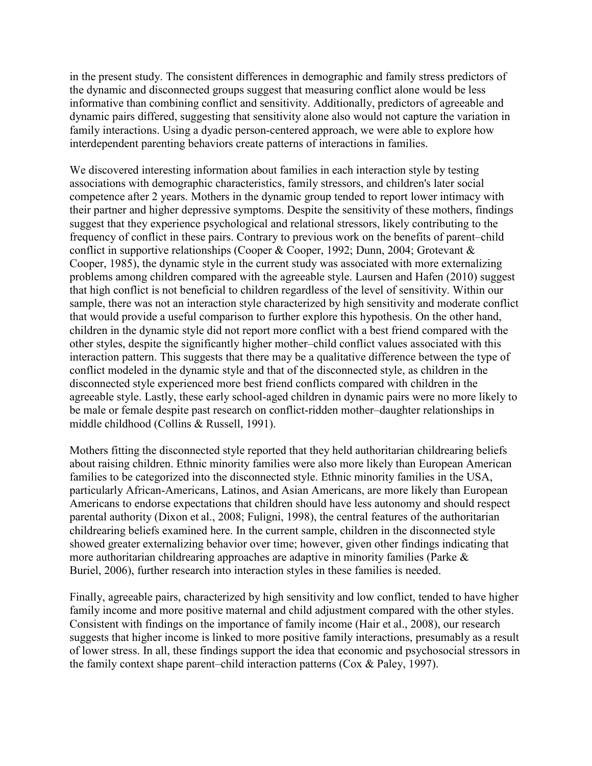in the present study. The consistent differences in demographic and family stress predictors of the dynamic and disconnected groups suggest that measuring conflict alone would be less informative than combining conflict and sensitivity. Additionally, predictors of agreeable and dynamic pairs differed, suggesting that sensitivity alone also would not capture the variation in family interactions. Using a dyadic person-centered approach, we were able to explore how interdependent parenting behaviors create patterns of interactions in families.

We discovered interesting information about families in each interaction style by testing associations with demographic characteristics, family stressors, and children's later social competence after 2 years. Mothers in the dynamic group tended to report lower intimacy with their partner and higher depressive symptoms. Despite the sensitivity of these mothers, findings suggest that they experience psychological and relational stressors, likely contributing to the frequency of conflict in these pairs. Contrary to previous work on the benefits of parent–child conflict in supportive relationships (Cooper & Cooper, 1992; Dunn, 2004; Grotevant & Cooper, 1985), the dynamic style in the current study was associated with more externalizing problems among children compared with the agreeable style. Laursen and Hafen (2010) suggest that high conflict is not beneficial to children regardless of the level of sensitivity. Within our sample, there was not an interaction style characterized by high sensitivity and moderate conflict that would provide a useful comparison to further explore this hypothesis. On the other hand, children in the dynamic style did not report more conflict with a best friend compared with the other styles, despite the significantly higher mother–child conflict values associated with this interaction pattern. This suggests that there may be a qualitative difference between the type of conflict modeled in the dynamic style and that of the disconnected style, as children in the disconnected style experienced more best friend conflicts compared with children in the agreeable style. Lastly, these early school-aged children in dynamic pairs were no more likely to be male or female despite past research on conflict-ridden mother–daughter relationships in middle childhood (Collins & Russell, 1991).

Mothers fitting the disconnected style reported that they held authoritarian childrearing beliefs about raising children. Ethnic minority families were also more likely than European American families to be categorized into the disconnected style. Ethnic minority families in the USA, particularly African-Americans, Latinos, and Asian Americans, are more likely than European Americans to endorse expectations that children should have less autonomy and should respect parental authority (Dixon et al., 2008; Fuligni, 1998), the central features of the authoritarian childrearing beliefs examined here. In the current sample, children in the disconnected style showed greater externalizing behavior over time; however, given other findings indicating that more authoritarian childrearing approaches are adaptive in minority families (Parke & Buriel, 2006), further research into interaction styles in these families is needed.

Finally, agreeable pairs, characterized by high sensitivity and low conflict, tended to have higher family income and more positive maternal and child adjustment compared with the other styles. Consistent with findings on the importance of family income (Hair et al., 2008), our research suggests that higher income is linked to more positive family interactions, presumably as a result of lower stress. In all, these findings support the idea that economic and psychosocial stressors in the family context shape parent–child interaction patterns (Cox & Paley, 1997).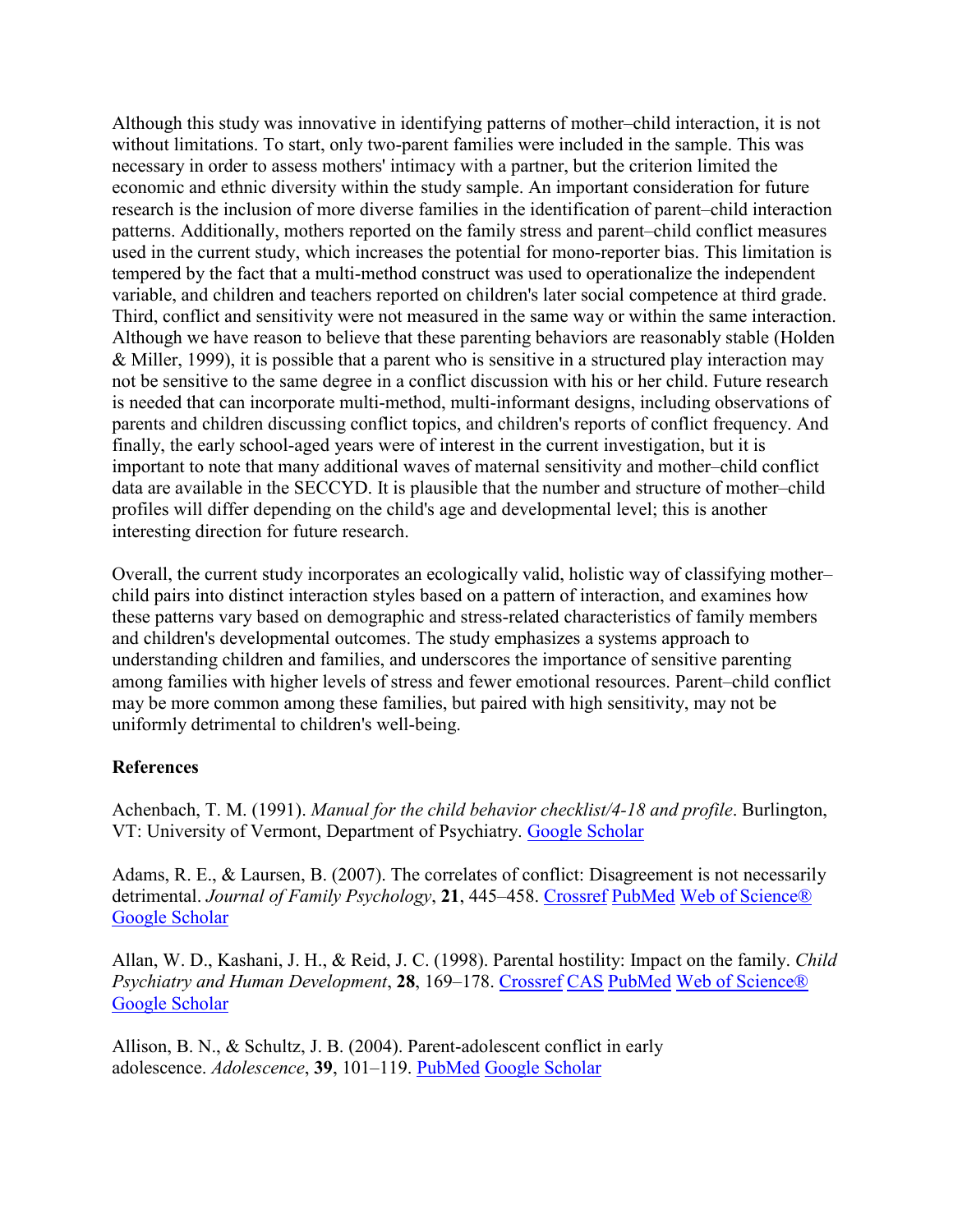Although this study was innovative in identifying patterns of mother–child interaction, it is not without limitations. To start, only two-parent families were included in the sample. This was necessary in order to assess mothers' intimacy with a partner, but the criterion limited the economic and ethnic diversity within the study sample. An important consideration for future research is the inclusion of more diverse families in the identification of parent–child interaction patterns. Additionally, mothers reported on the family stress and parent–child conflict measures used in the current study, which increases the potential for mono-reporter bias. This limitation is tempered by the fact that a multi-method construct was used to operationalize the independent variable, and children and teachers reported on children's later social competence at third grade. Third, conflict and sensitivity were not measured in the same way or within the same interaction. Although we have reason to believe that these parenting behaviors are reasonably stable (Holden & Miller, 1999), it is possible that a parent who is sensitive in a structured play interaction may not be sensitive to the same degree in a conflict discussion with his or her child. Future research is needed that can incorporate multi-method, multi-informant designs, including observations of parents and children discussing conflict topics, and children's reports of conflict frequency. And finally, the early school-aged years were of interest in the current investigation, but it is important to note that many additional waves of maternal sensitivity and mother–child conflict data are available in the SECCYD. It is plausible that the number and structure of mother–child profiles will differ depending on the child's age and developmental level; this is another interesting direction for future research.

Overall, the current study incorporates an ecologically valid, holistic way of classifying mother–child pairs into distinct interaction styles based on a pattern of interaction, and examines how these patterns vary based on demographic and stress-related characteristics of family members and children's developmental outcomes. The study emphasizes a systems approach to understanding children and families, and underscores the importance of sensitive parenting among families with higher levels of stress and fewer emotional resources. Parent–child conflict may be more common among these families, but paired with high sensitivity, may not be uniformly detrimental to children's well-being.

**References**

Achenbach, T. M. (1991). *Manual for the child behavior checklist/4-18 and profile*. Burlington, VT: University of Vermont, Department of Psychiatry. Google Scholar

Adams, R. E., & Laursen, B. (2007). The correlates of conflict: Disagreement is not necessarily detrimental. *Journal of Family Psychology*, **21**, 445–458. Crossref PubMed Web of Science® Google Scholar

Allan, W. D., Kashani, J. H., & Reid, J. C. (1998). Parental hostility: Impact on the family. *Child Psychiatry and Human Development*, **28**, 169–178. Crossref CAS PubMed Web of Science® Google Scholar

Allison, B. N., & Schultz, J. B. (2004). Parent-adolescent conflict in early adolescence. *Adolescence*, **39**, 101–119. PubMed Google Scholar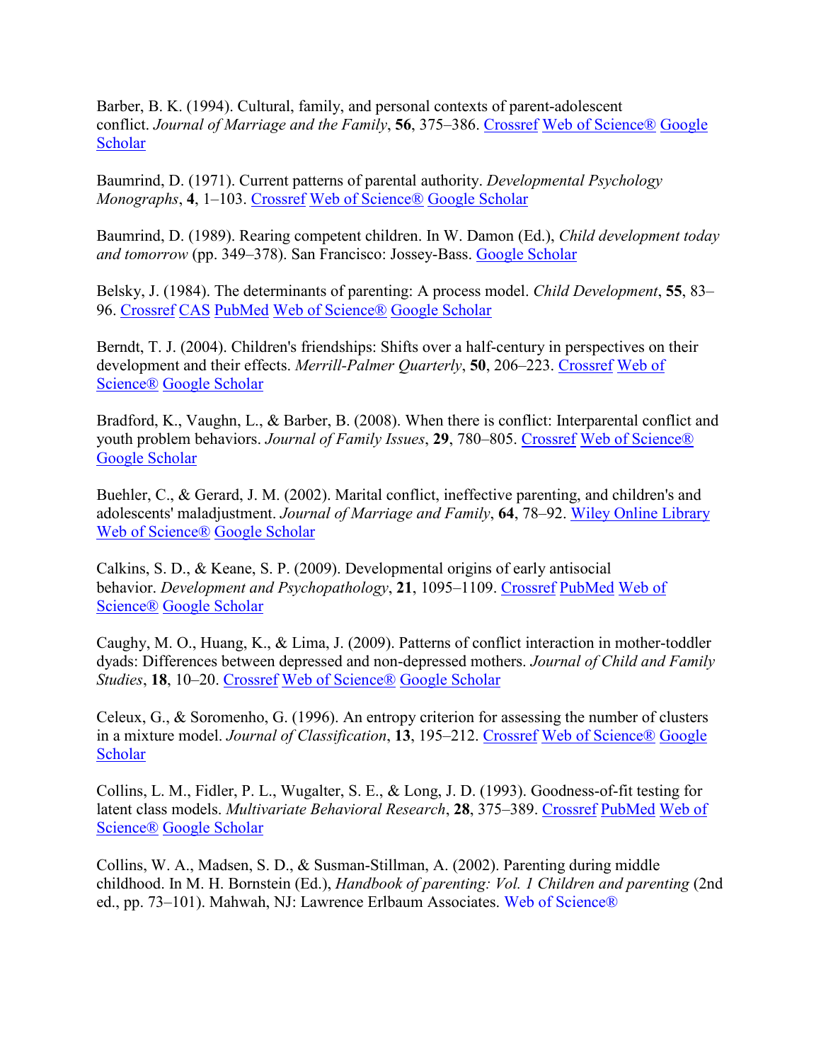Barber, B. K. (1994). Cultural, family, and personal contexts of parent-adolescent conflict. *Journal of Marriage and the Family*, **56**, 375–386. Crossref Web of Science® Google Scholar

Baumrind, D. (1971). Current patterns of parental authority. *Developmental Psychology Monographs*, **4**, 1–103. Crossref Web of Science® Google Scholar

Baumrind, D. (1989). Rearing competent children. In W. Damon (Ed.), *Child development today and tomorrow* (pp. 349–378). San Francisco: Jossey-Bass. Google Scholar

Belsky, J. (1984). The determinants of parenting: A process model. *Child Development*, **55**, 83–96. Crossref CAS PubMed Web of Science® Google Scholar

Berndt, T. J. (2004). Children's friendships: Shifts over a half-century in perspectives on their development and their effects. *Merrill-Palmer Quarterly*, **50**, 206–223. Crossref Web of Science® Google Scholar

Bradford, K., Vaughn, L., & Barber, B. (2008). When there is conflict: Interparental conflict and youth problem behaviors. *Journal of Family Issues*, **29**, 780–805. Crossref Web of Science® Google Scholar

Buehler, C., & Gerard, J. M. (2002). Marital conflict, ineffective parenting, and children's and adolescents' maladjustment. *Journal of Marriage and Family*, **64**, 78–92. Wiley Online Library Web of Science® Google Scholar

Calkins, S. D., & Keane, S. P. (2009). Developmental origins of early antisocial behavior. *Development and Psychopathology*, **21**, 1095–1109. Crossref PubMed Web of Science® Google Scholar

Caughy, M. O., Huang, K., & Lima, J. (2009). Patterns of conflict interaction in mother-toddler dyads: Differences between depressed and non-depressed mothers. *Journal of Child and Family Studies*, **18**, 10–20. Crossref Web of Science® Google Scholar

Celeux, G., & Soromenho, G. (1996). An entropy criterion for assessing the number of clusters in a mixture model. *Journal of Classification*, **13**, 195–212. Crossref Web of Science® Google Scholar

Collins, L. M., Fidler, P. L., Wugalter, S. E., & Long, J. D. (1993). Goodness-of-fit testing for latent class models. *Multivariate Behavioral Research*, **28**, 375–389. Crossref PubMed Web of Science® Google Scholar

Collins, W. A., Madsen, S. D., & Susman-Stillman, A. (2002). Parenting during middle childhood. In M. H. Bornstein (Ed.), *Handbook of parenting: Vol. 1 Children and parenting* (2nd ed., pp. 73–101). Mahwah, NJ: Lawrence Erlbaum Associates. Web of Science®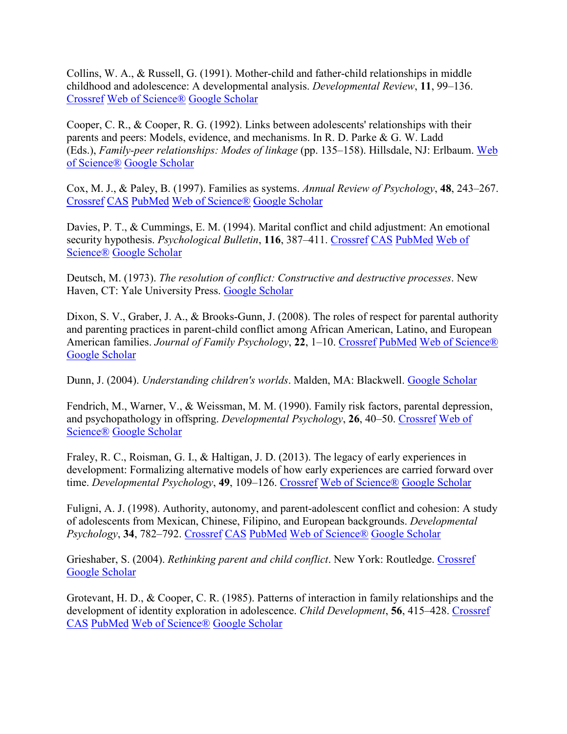Collins, W. A., & Russell, G. (1991). Mother-child and father-child relationships in middle childhood and adolescence: A developmental analysis. *Developmental Review*, **11**, 99–136. Crossref Web of Science® Google Scholar

Cooper, C. R., & Cooper, R. G. (1992). Links between adolescents' relationships with their parents and peers: Models, evidence, and mechanisms. In R. D. Parke & G. W. Ladd (Eds.), *Family-peer relationships: Modes of linkage* (pp. 135–158). Hillsdale, NJ: Erlbaum. Web of Science® Google Scholar

Cox, M. J., & Paley, B. (1997). Families as systems. *Annual Review of Psychology*, **48**, 243–267. Crossref CAS PubMed Web of Science® Google Scholar

Davies, P. T., & Cummings, E. M. (1994). Marital conflict and child adjustment: An emotional security hypothesis. *Psychological Bulletin*, **116**, 387–411. Crossref CAS PubMed Web of Science® Google Scholar

Deutsch, M. (1973). *The resolution of conflict: Constructive and destructive processes*. New Haven, CT: Yale University Press. Google Scholar

Dixon, S. V., Graber, J. A., & Brooks-Gunn, J. (2008). The roles of respect for parental authority and parenting practices in parent-child conflict among African American, Latino, and European American families. *Journal of Family Psychology*, **22**, 1–10. Crossref PubMed Web of Science® Google Scholar

Dunn, J. (2004). *Understanding children's worlds*. Malden, MA: Blackwell. Google Scholar

Fendrich, M., Warner, V., & Weissman, M. M. (1990). Family risk factors, parental depression, and psychopathology in offspring. *Developmental Psychology*, **26**, 40–50. Crossref Web of Science® Google Scholar

Fraley, R. C., Roisman, G. I., & Haltigan, J. D. (2013). The legacy of early experiences in development: Formalizing alternative models of how early experiences are carried forward over time. *Developmental Psychology*, **49**, 109–126. Crossref Web of Science® Google Scholar

Fuligni, A. J. (1998). Authority, autonomy, and parent-adolescent conflict and cohesion: A study of adolescents from Mexican, Chinese, Filipino, and European backgrounds. *Developmental Psychology*, **34**, 782–792. Crossref CAS PubMed Web of Science® Google Scholar

Grieshaber, S. (2004). *Rethinking parent and child conflict*. New York: Routledge. Crossref Google Scholar

Grotevant, H. D., & Cooper, C. R. (1985). Patterns of interaction in family relationships and the development of identity exploration in adolescence. *Child Development*, **56**, 415–428. Crossref CAS PubMed Web of Science® Google Scholar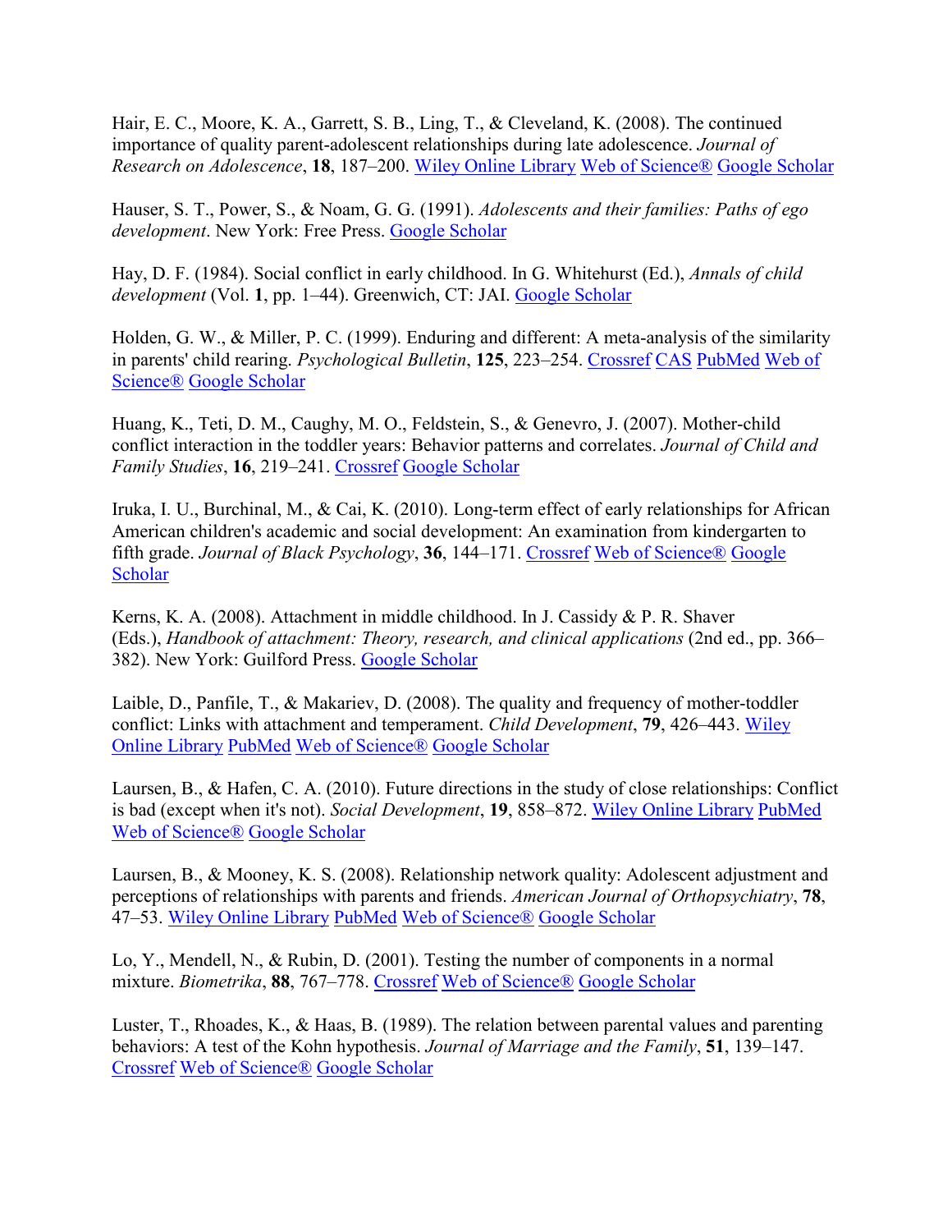Hair, E. C., Moore, K. A., Garrett, S. B., Ling, T., & Cleveland, K. (2008). The continued importance of quality parent-adolescent relationships during late adolescence. *Journal of Research on Adolescence*, **18**, 187–200. Wiley Online Library Web of Science® Google Scholar

Hauser, S. T., Power, S., & Noam, G. G. (1991). *Adolescents and their families: Paths of ego development*. New York: Free Press. Google Scholar

Hay, D. F. (1984). Social conflict in early childhood. In G. Whitehurst (Ed.), *Annals of child development* (Vol. **1**, pp. 1–44). Greenwich, CT: JAI. Google Scholar

Holden, G. W., & Miller, P. C. (1999). Enduring and different: A meta-analysis of the similarity in parents' child rearing. *Psychological Bulletin*, **125**, 223–254. Crossref CAS PubMed Web of Science® Google Scholar

Huang, K., Teti, D. M., Caughy, M. O., Feldstein, S., & Genevro, J. (2007). Mother-child conflict interaction in the toddler years: Behavior patterns and correlates. *Journal of Child and Family Studies*, **16**, 219–241. Crossref Google Scholar

Iruka, I. U., Burchinal, M., & Cai, K. (2010). Long-term effect of early relationships for African American children's academic and social development: An examination from kindergarten to fifth grade. *Journal of Black Psychology*, **36**, 144–171. Crossref Web of Science® Google Scholar

Kerns, K. A. (2008). Attachment in middle childhood. In J. Cassidy & P. R. Shaver (Eds.), *Handbook of attachment: Theory, research, and clinical applications* (2nd ed., pp. 366–382). New York: Guilford Press. Google Scholar

Laible, D., Panfile, T., & Makariev, D. (2008). The quality and frequency of mother-toddler conflict: Links with attachment and temperament. *Child Development*, **79**, 426–443. Wiley Online Library PubMed Web of Science® Google Scholar

Laursen, B., & Hafen, C. A. (2010). Future directions in the study of close relationships: Conflict is bad (except when it's not). *Social Development*, **19**, 858–872. Wiley Online Library PubMed Web of Science® Google Scholar

Laursen, B., & Mooney, K. S. (2008). Relationship network quality: Adolescent adjustment and perceptions of relationships with parents and friends. *American Journal of Orthopsychiatry*, **78**, 47–53. Wiley Online Library PubMed Web of Science® Google Scholar

Lo, Y., Mendell, N., & Rubin, D. (2001). Testing the number of components in a normal mixture. *Biometrika*, **88**, 767–778. Crossref Web of Science® Google Scholar

Luster, T., Rhoades, K., & Haas, B. (1989). The relation between parental values and parenting behaviors: A test of the Kohn hypothesis. *Journal of Marriage and the Family*, **51**, 139–147. Crossref Web of Science® Google Scholar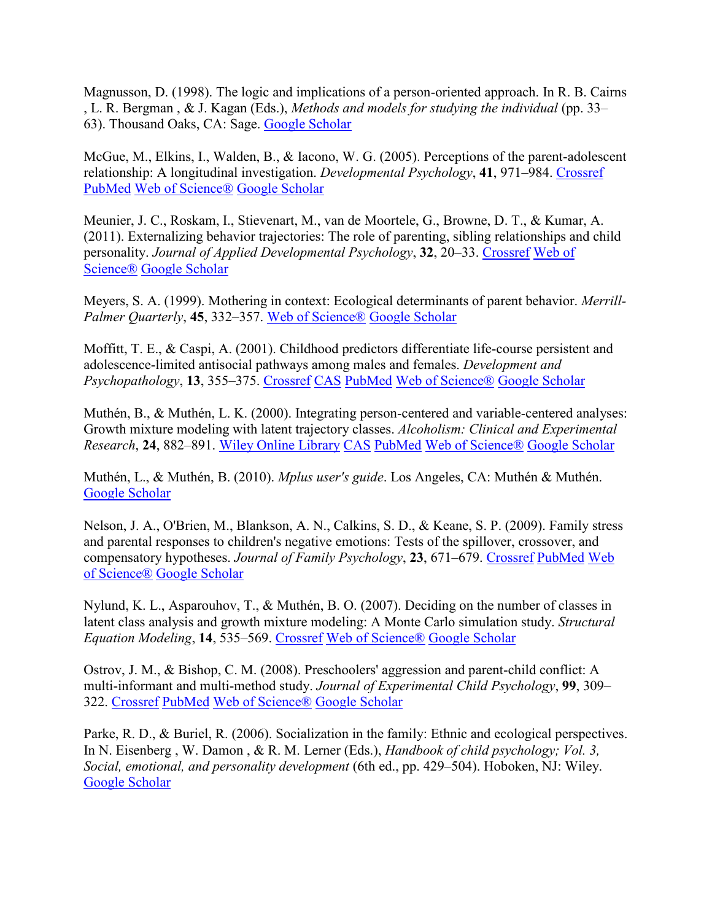Magnusson, D. (1998). The logic and implications of a person-oriented approach. In R. B. Cairns , L. R. Bergman , & J. Kagan (Eds.), *Methods and models for studying the individual* (pp. 33–63). Thousand Oaks, CA: Sage. Google Scholar

McGue, M., Elkins, I., Walden, B., & Iacono, W. G. (2005). Perceptions of the parent-adolescent relationship: A longitudinal investigation. *Developmental Psychology*, **41**, 971–984. Crossref PubMed Web of Science® Google Scholar

Meunier, J. C., Roskam, I., Stievenart, M., van de Moortele, G., Browne, D. T., & Kumar, A. (2011). Externalizing behavior trajectories: The role of parenting, sibling relationships and child personality. *Journal of Applied Developmental Psychology*, **32**, 20–33. Crossref Web of Science® Google Scholar

Meyers, S. A. (1999). Mothering in context: Ecological determinants of parent behavior. *Merrill-Palmer Quarterly*, **45**, 332–357. Web of Science® Google Scholar

Moffitt, T. E., & Caspi, A. (2001). Childhood predictors differentiate life-course persistent and adolescence-limited antisocial pathways among males and females. *Development and Psychopathology*, **13**, 355–375. Crossref CAS PubMed Web of Science® Google Scholar

Muthén, B., & Muthén, L. K. (2000). Integrating person-centered and variable-centered analyses: Growth mixture modeling with latent trajectory classes. *Alcoholism: Clinical and Experimental Research*, **24**, 882–891. Wiley Online Library CAS PubMed Web of Science® Google Scholar

Muthén, L., & Muthén, B. (2010). *Mplus user's guide*. Los Angeles, CA: Muthén & Muthén. Google Scholar

Nelson, J. A., O'Brien, M., Blankson, A. N., Calkins, S. D., & Keane, S. P. (2009). Family stress and parental responses to children's negative emotions: Tests of the spillover, crossover, and compensatory hypotheses. *Journal of Family Psychology*, **23**, 671–679. Crossref PubMed Web of Science® Google Scholar

Nylund, K. L., Asparouhov, T., & Muthén, B. O. (2007). Deciding on the number of classes in latent class analysis and growth mixture modeling: A Monte Carlo simulation study. *Structural Equation Modeling*, **14**, 535–569. Crossref Web of Science® Google Scholar

Ostrov, J. M., & Bishop, C. M. (2008). Preschoolers' aggression and parent-child conflict: A multi-informant and multi-method study. *Journal of Experimental Child Psychology*, **99**, 309–322. Crossref PubMed Web of Science® Google Scholar

Parke, R. D., & Buriel, R. (2006). Socialization in the family: Ethnic and ecological perspectives. In N. Eisenberg , W. Damon , & R. M. Lerner (Eds.), *Handbook of child psychology; Vol. 3, Social, emotional, and personality development* (6th ed., pp. 429–504). Hoboken, NJ: Wiley. Google Scholar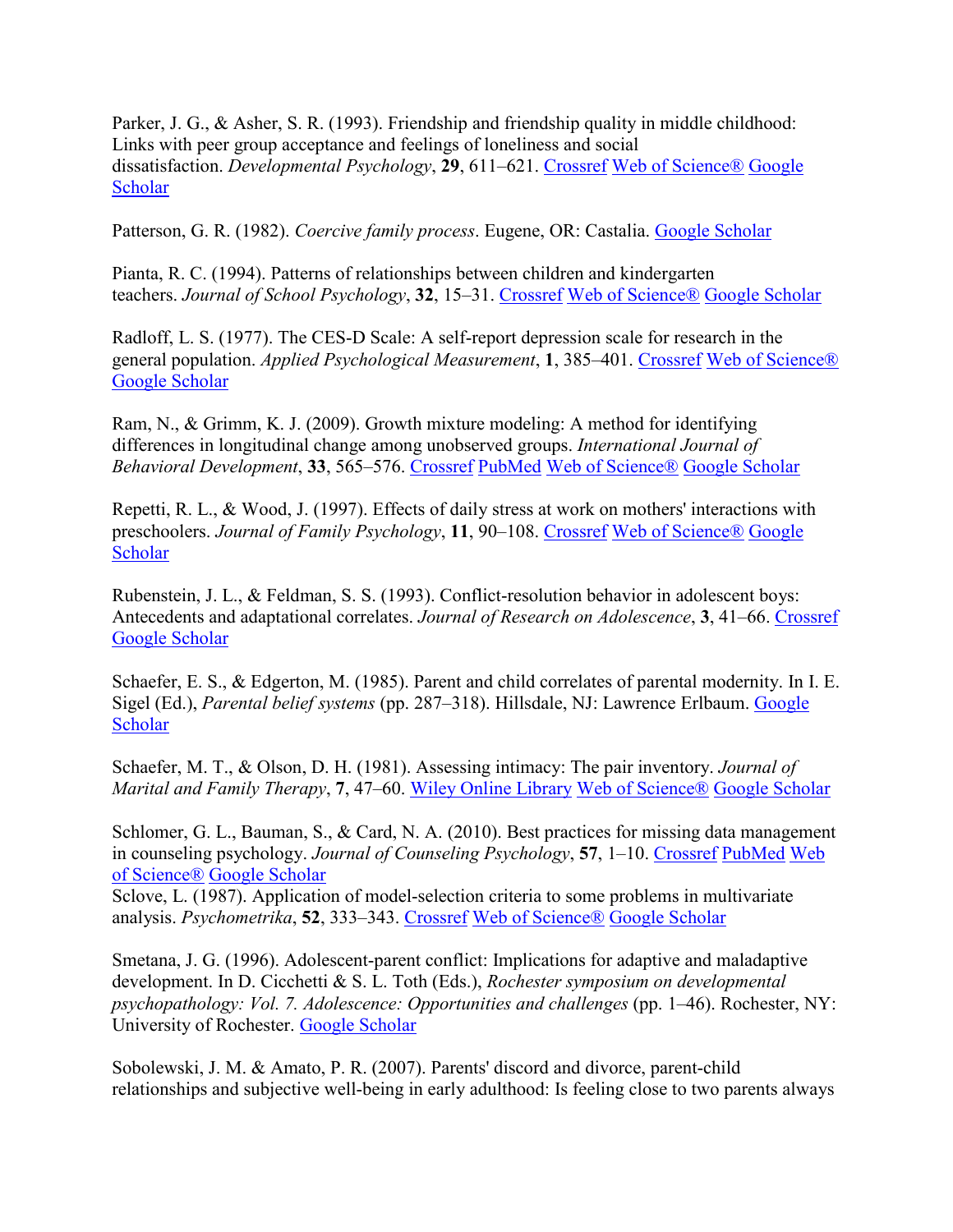Parker, J. G., & Asher, S. R. (1993). Friendship and friendship quality in middle childhood: Links with peer group acceptance and feelings of loneliness and social dissatisfaction. *Developmental Psychology*, **29**, 611–621. Crossref Web of Science® Google Scholar

Patterson, G. R. (1982). *Coercive family process*. Eugene, OR: Castalia. Google Scholar

Pianta, R. C. (1994). Patterns of relationships between children and kindergarten teachers. *Journal of School Psychology*, **32**, 15–31. Crossref Web of Science® Google Scholar

Radloff, L. S. (1977). The CES-D Scale: A self-report depression scale for research in the general population. *Applied Psychological Measurement*, **1**, 385–401. Crossref Web of Science® Google Scholar

Ram, N., & Grimm, K. J. (2009). Growth mixture modeling: A method for identifying differences in longitudinal change among unobserved groups. *International Journal of Behavioral Development*, **33**, 565–576. Crossref PubMed Web of Science® Google Scholar

Repetti, R. L., & Wood, J. (1997). Effects of daily stress at work on mothers' interactions with preschoolers. *Journal of Family Psychology*, **11**, 90–108. Crossref Web of Science® Google Scholar

Rubenstein, J. L., & Feldman, S. S. (1993). Conflict-resolution behavior in adolescent boys: Antecedents and adaptational correlates. *Journal of Research on Adolescence*, **3**, 41–66. Crossref Google Scholar

Schaefer, E. S., & Edgerton, M. (1985). Parent and child correlates of parental modernity. In I. E. Sigel (Ed.), *Parental belief systems* (pp. 287–318). Hillsdale, NJ: Lawrence Erlbaum. Google Scholar

Schaefer, M. T., & Olson, D. H. (1981). Assessing intimacy: The pair inventory. *Journal of Marital and Family Therapy*, **7**, 47–60. Wiley Online Library Web of Science® Google Scholar

Schlomer, G. L., Bauman, S., & Card, N. A. (2010). Best practices for missing data management in counseling psychology. *Journal of Counseling Psychology*, **57**, 1–10. Crossref PubMed Web of Science® Google Scholar

Sclove, L. (1987). Application of model-selection criteria to some problems in multivariate analysis. *Psychometrika*, **52**, 333–343. Crossref Web of Science® Google Scholar

Smetana, J. G. (1996). Adolescent-parent conflict: Implications for adaptive and maladaptive development. In D. Cicchetti & S. L. Toth (Eds.), *Rochester symposium on developmental psychopathology: Vol. 7. Adolescence: Opportunities and challenges* (pp. 1–46). Rochester, NY: University of Rochester. Google Scholar

Sobolewski, J. M. & Amato, P. R. (2007). Parents' discord and divorce, parent-child relationships and subjective well-being in early adulthood: Is feeling close to two parents always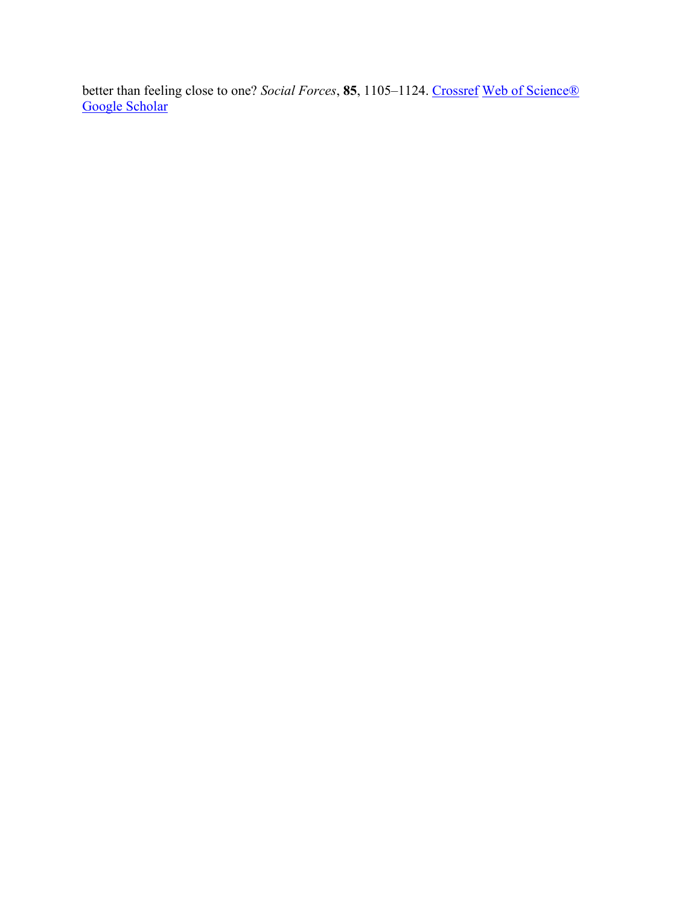better than feeling close to one? *Social Forces*, **85**, 1105–1124. Crossref Web of Science® Google Scholar